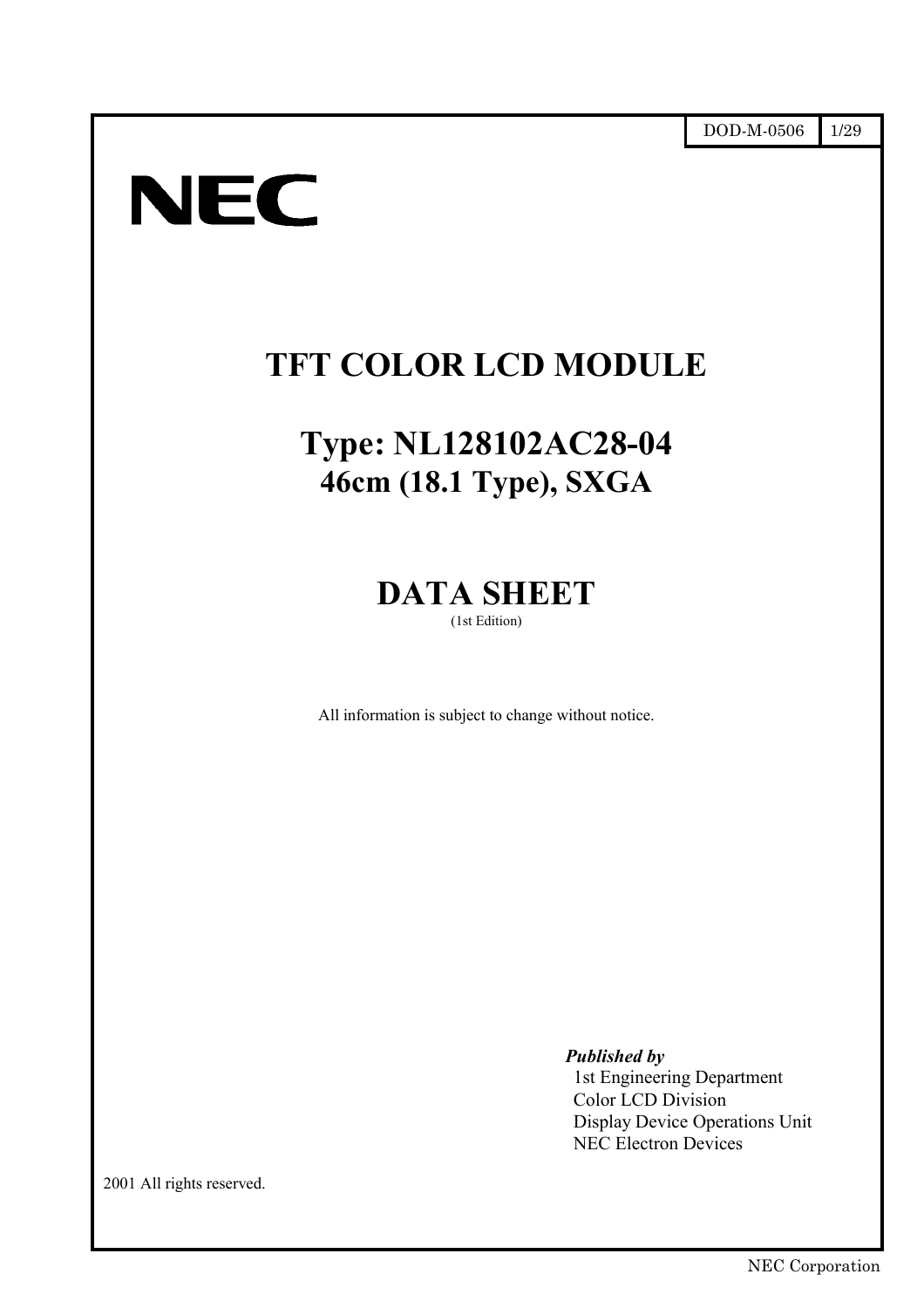DOD-M-0506

NEC

# TFT COLOR LCD MODULE

# Type: NL128102AC28-04

## 46cm (18.1 Type), SXGA

# DATA SHEET

(1st Edition)

All information is subject to change without notice.

***Published by***
1st Engineering Department
Color LCD Division
Display Device Operations Unit
NEC Electron Devices

2001 All rights reserved.

NEC Corporation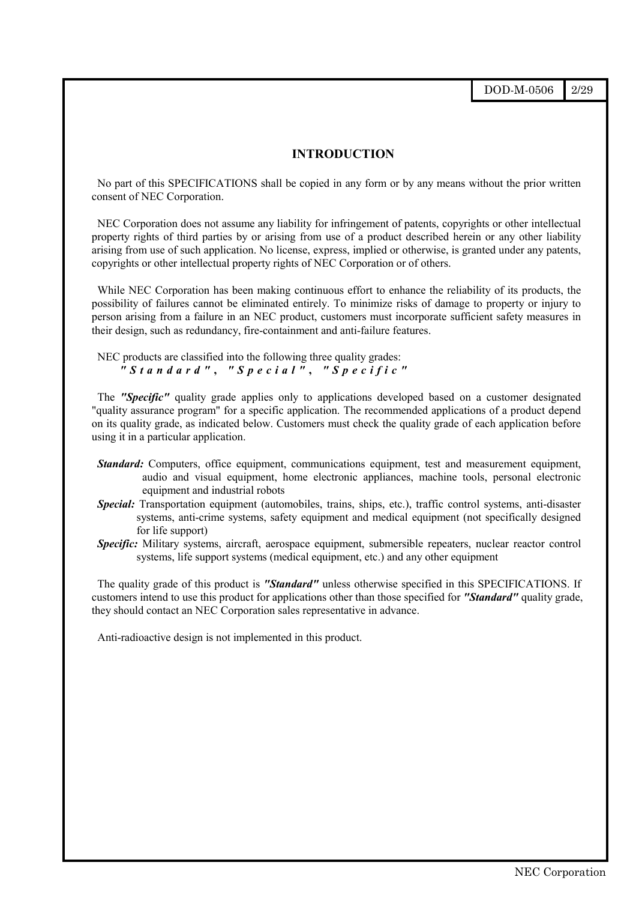## INTRODUCTION

No part of this SPECIFICATIONS shall be copied in any form or by any means without the prior written consent of NEC Corporation.

NEC Corporation does not assume any liability for infringement of patents, copyrights or other intellectual property rights of third parties by or arising from use of a product described herein or any other liability arising from use of such application. No license, express, implied or otherwise, is granted under any patents, copyrights or other intellectual property rights of NEC Corporation or of others.

While NEC Corporation has been making continuous effort to enhance the reliability of its products, the possibility of failures cannot be eliminated entirely. To minimize risks of damage to property or injury to person arising from a failure in an NEC product, customers must incorporate sufficient safety measures in their design, such as redundancy, fire-containment and anti-failure features.

NEC products are classified into the following three quality grades:
***"Standard", "Special", "Specific"***

The ***"Specific"*** quality grade applies only to applications developed based on a customer designated "quality assurance program" for a specific application. The recommended applications of a product depend on its quality grade, as indicated below. Customers must check the quality grade of each application before using it in a particular application.

***Standard:*** Computers, office equipment, communications equipment, test and measurement equipment, audio and visual equipment, home electronic appliances, machine tools, personal electronic equipment and industrial robots

***Special:*** Transportation equipment (automobiles, trains, ships, etc.), traffic control systems, anti-disaster systems, anti-crime systems, safety equipment and medical equipment (not specifically designed for life support)

***Specific:*** Military systems, aircraft, aerospace equipment, submersible repeaters, nuclear reactor control systems, life support systems (medical equipment, etc.) and any other equipment

The quality grade of this product is ***"Standard"*** unless otherwise specified in this SPECIFICATIONS. If customers intend to use this product for applications other than those specified for ***"Standard"*** quality grade, they should contact an NEC Corporation sales representative in advance.

Anti-radioactive design is not implemented in this product.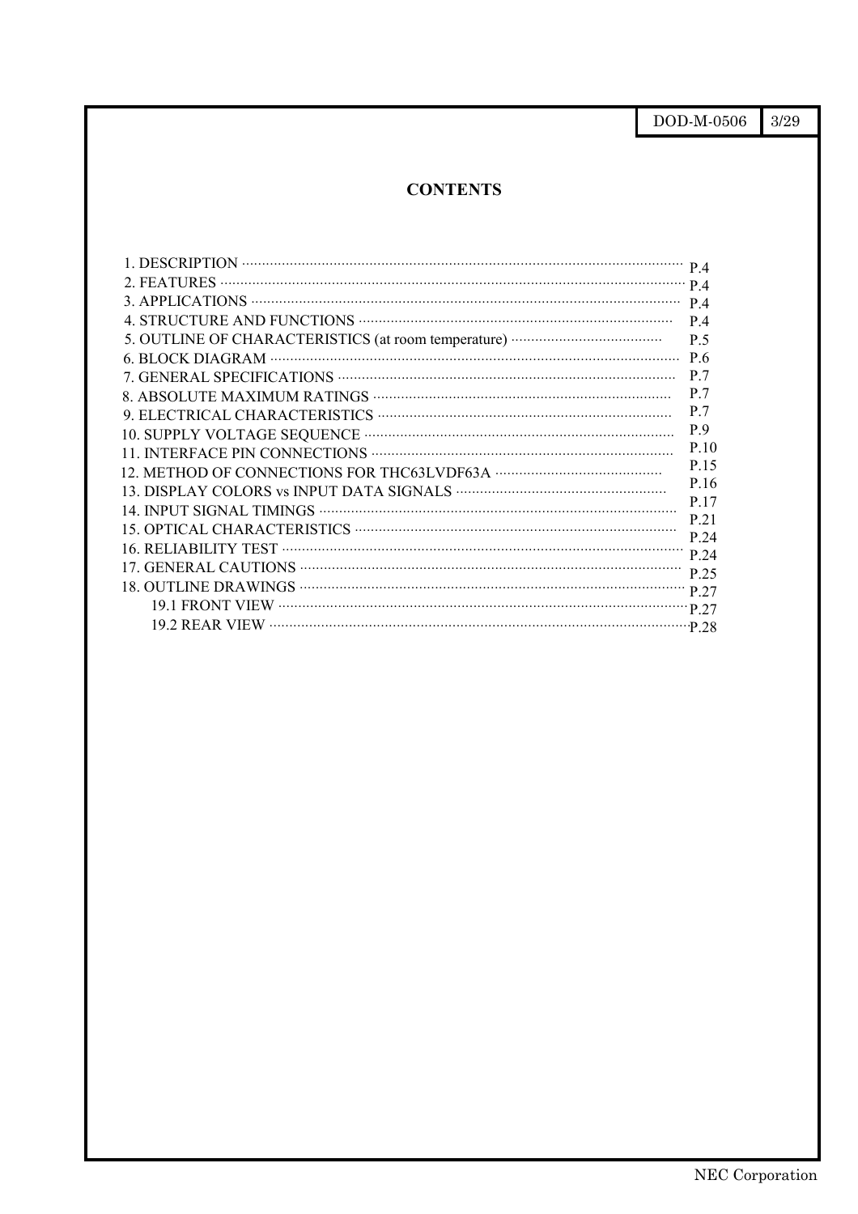# CONTENTS

1. DESCRIPTION ........................................ P.4
2. FEATURES ........................................ P.4
3. APPLICATIONS ........................................ P.4
4. STRUCTURE AND FUNCTIONS ........................................ P.4
5. OUTLINE OF CHARACTERISTICS (at room temperature) ........................................ P.5
6. BLOCK DIAGRAM ........................................ P.6
7. GENERAL SPECIFICATIONS ........................................ P.7
8. ABSOLUTE MAXIMUM RATINGS ........................................ P.7
9. ELECTRICAL CHARACTERISTICS ........................................ P.7
10. SUPPLY VOLTAGE SEQUENCE ........................................ P.9
11. INTERFACE PIN CONNECTIONS ........................................ P.10
12. METHOD OF CONNECTIONS FOR THC63LVDF63A ........................................ P.15
13. DISPLAY COLORS vs INPUT DATA SIGNALS ........................................ P.16
14. INPUT SIGNAL TIMINGS ........................................ P.17
15. OPTICAL CHARACTERISTICS ........................................ P.21
16. RELIABILITY TEST ........................................ P.24
17. GENERAL CAUTIONS ........................................ P.24
18. OUTLINE DRAWINGS ........................................ P.25
    19.1 FRONT VIEW ........................................ P.27
    19.2 REAR VIEW ........................................ P.27
    P.28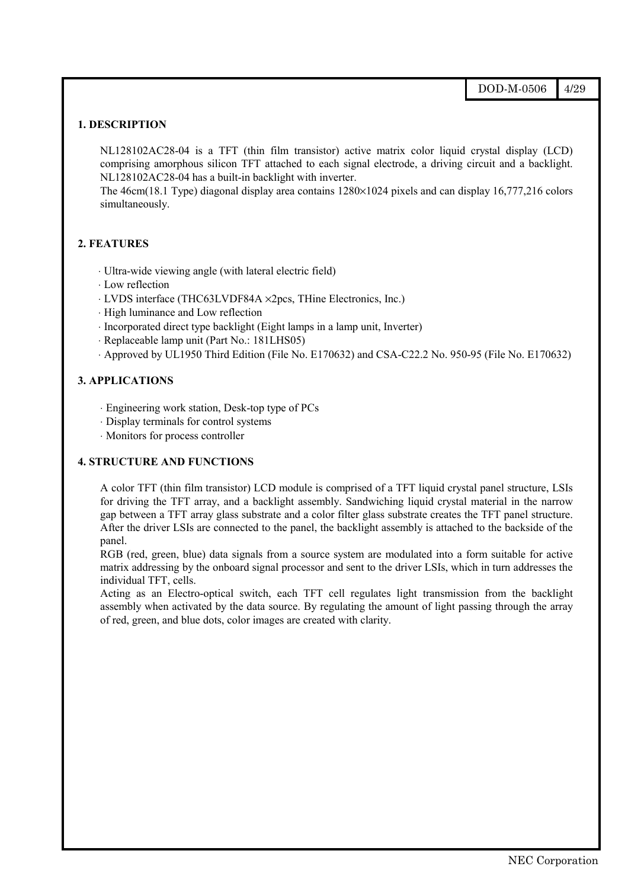## 1. DESCRIPTION

NL128102AC28-04 is a TFT (thin film transistor) active matrix color liquid crystal display (LCD) comprising amorphous silicon TFT attached to each signal electrode, a driving circuit and a backlight. NL128102AC28-04 has a built-in backlight with inverter.
The 46cm(18.1 Type) diagonal display area contains 1280×1024 pixels and can display 16,777,216 colors simultaneously.

## 2. FEATURES

- Ultra-wide viewing angle (with lateral electric field)
- Low reflection
- LVDS interface (THC63LVDF84A ×2pcs, THine Electronics, Inc.)
- High luminance and Low reflection
- Incorporated direct type backlight (Eight lamps in a lamp unit, Inverter)
- Replaceable lamp unit (Part No.: 181LHS05)
- Approved by UL1950 Third Edition (File No. E170632) and CSA-C22.2 No. 950-95 (File No. E170632)

## 3. APPLICATIONS

- Engineering work station, Desk-top type of PCs
- Display terminals for control systems
- Monitors for process controller

## 4. STRUCTURE AND FUNCTIONS

A color TFT (thin film transistor) LCD module is comprised of a TFT liquid crystal panel structure, LSIs for driving the TFT array, and a backlight assembly. Sandwiching liquid crystal material in the narrow gap between a TFT array glass substrate and a color filter glass substrate creates the TFT panel structure. After the driver LSIs are connected to the panel, the backlight assembly is attached to the backside of the panel.
RGB (red, green, blue) data signals from a source system are modulated into a form suitable for active matrix addressing by the onboard signal processor and sent to the driver LSIs, which in turn addresses the individual TFT, cells.
Acting as an Electro-optical switch, each TFT cell regulates light transmission from the backlight assembly when activated by the data source. By regulating the amount of light passing through the array of red, green, and blue dots, color images are created with clarity.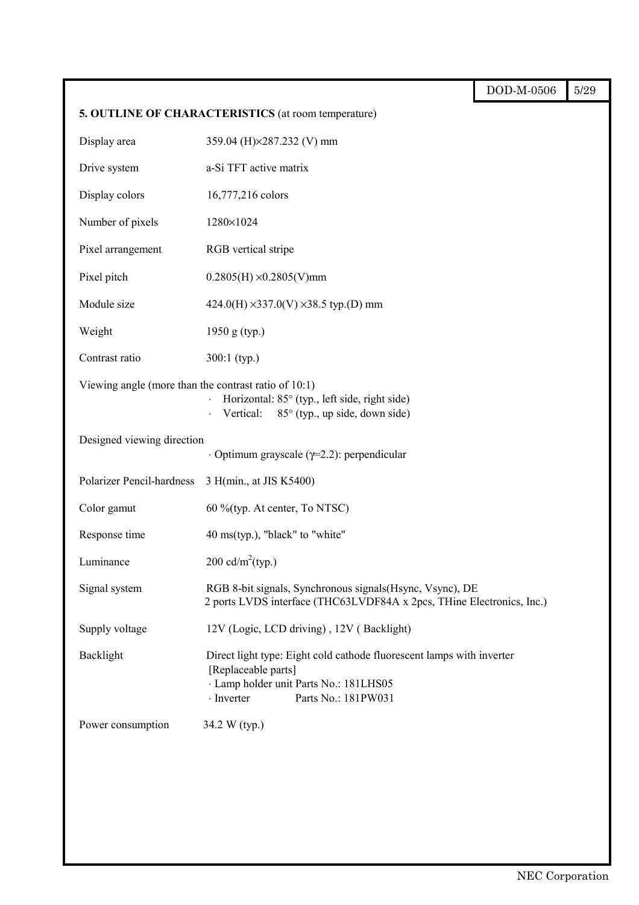## 5. OUTLINE OF CHARACTERISTICS (at room temperature)

| | |
|---|---|
| Display area | 359.04 (H)×287.232 (V) mm |
| Drive system | a-Si TFT active matrix |
| Display colors | 16,777,216 colors |
| Number of pixels | 1280×1024 |
| Pixel arrangement | RGB vertical stripe |
| Pixel pitch | 0.2805(H) ×0.2805(V)mm |
| Module size | 424.0(H) ×337.0(V) ×38.5 typ.(D) mm |
| Weight | 1950 g (typ.) |
| Contrast ratio | 300:1 (typ.) |

Viewing angle (more than the contrast ratio of 10:1)

- Horizontal: 85° (typ., left side, right side)
- Vertical: 85° (typ., up side, down side)

Designed viewing direction

- Optimum grayscale ($\gamma$=2.2): perpendicular

| | |
|---|---|
| Polarizer Pencil-hardness | 3 H(min., at JIS K5400) |
| Color gamut | 60 %(typ. At center, To NTSC) |
| Response time | 40 ms(typ.), "black" to "white" |
| Luminance | 200 cd/$m^2$(typ.) |
| Signal system | RGB 8-bit signals, Synchronous signals(Hsync, Vsync), DE<br>2 ports LVDS interface (THC63LVDF84A x 2pcs, THine Electronics, Inc.) |
| Supply voltage | 12V (Logic, LCD driving) , 12V ( Backlight) |
| Backlight | Direct light type: Eight cold cathode fluorescent lamps with inverter<br>[Replaceable parts]<br>· Lamp holder unit Parts No.: 181LHS05<br>· Inverter Parts No.: 181PW031 |
| Power consumption | 34.2 W (typ.) |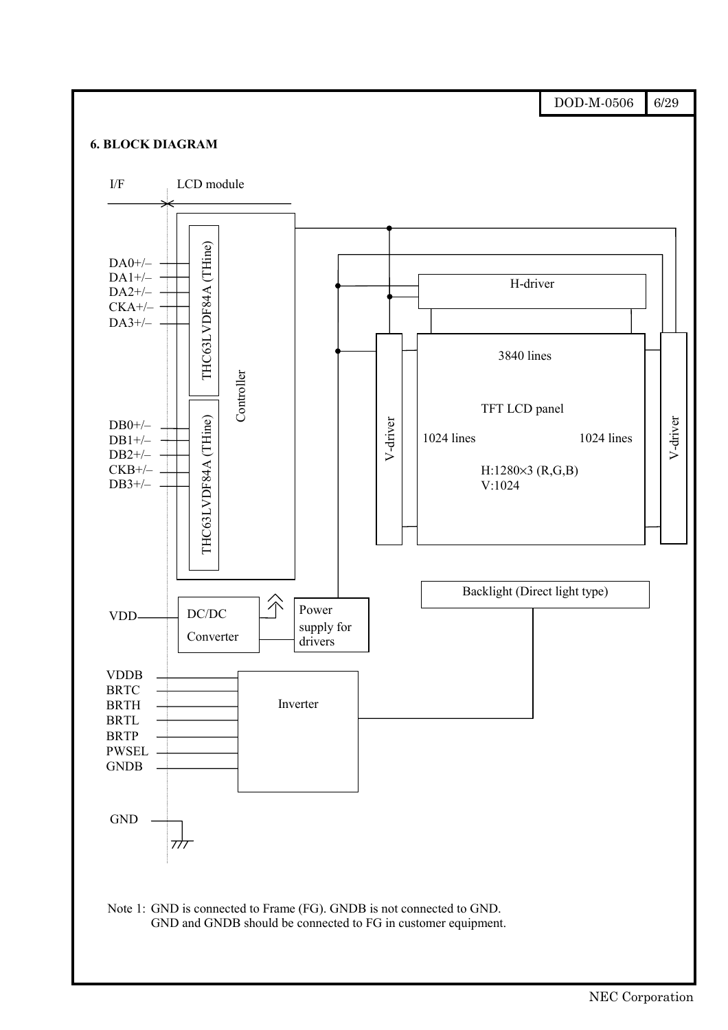## 6. BLOCK DIAGRAM

I/F | LCD module

DA0+/–
DA1+/–
DA2+/–
CKA+/–
DA3+/–

THC63LVDF84A (THine)

Controller

DB0+/–
DB1+/–
DB2+/–
CKB+/–
DB3+/–

THC63LVDF84A (THine)

H-driver

V-driver

3840 lines

TFT LCD panel

1024 lines

1024 lines

H:1280×3 (R,G,B)
V:1024

V-driver

Backlight (Direct light type)

VDD

DC/DC
Converter

Power supply for drivers

VDDB
BRTC
BRTH
BRTL
BRTP
PWSEL
GNDB

Inverter

GND

Note 1: GND is connected to Frame (FG). GNDB is not connected to GND.
GND and GNDB should be connected to FG in customer equipment.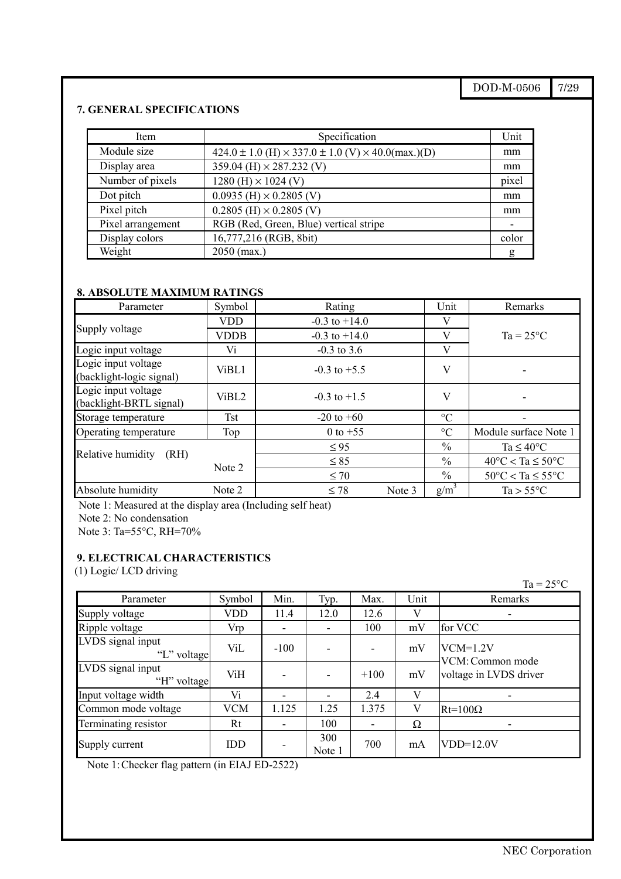## 7. GENERAL SPECIFICATIONS

| Item | Specification | Unit |
|---|---|---|
| Module size | 424.0 ± 1.0 (H) × 337.0 ± 1.0 (V) × 40.0(max.)(D) | mm |
| Display area | 359.04 (H) × 287.232 (V) | mm |
| Number of pixels | 1280 (H) × 1024 (V) | pixel |
| Dot pitch | 0.0935 (H) × 0.2805 (V) | mm |
| Pixel pitch | 0.2805 (H) × 0.2805 (V) | mm |
| Pixel arrangement | RGB (Red, Green, Blue) vertical stripe | - |
| Display colors | 16,777,216 (RGB, 8bit) | color |
| Weight | 2050 (max.) | g |

## 8. ABSOLUTE MAXIMUM RATINGS

| Parameter | Symbol | Rating | Unit | Remarks |
|---|---|---|---|---|
| Supply voltage | VDD | -0.3 to +14.0 | V | Ta = 25°C |
| | VDDB | -0.3 to +14.0 | V | |
| Logic input voltage | Vi | -0.3 to 3.6 | V | |
| Logic input voltage (backlight-logic signal) | ViBL1 | -0.3 to +5.5 | V | - |
| Logic input voltage (backlight-BRTL signal) | ViBL2 | -0.3 to +1.5 | V | - |
| Storage temperature | Tst | -20 to +60 | °C | - |
| Operating temperature | Top | 0 to +55 | °C | Module surface Note 1 |
| Relative humidity (RH) | Note 2 | ≤ 95 | % | Ta ≤ 40°C |
| | | ≤ 85 | % | 40°C < Ta ≤ 50°C |
| | | ≤ 70 | % | 50°C < Ta ≤ 55°C |
| Absolute humidity | Note 2 | ≤ 78 Note 3 | $g/m^3$ | Ta > 55°C |

Note 1: Measured at the display area (Including self heat)

Note 2: No condensation

Note 3: Ta=55°C, RH=70%

## 9. ELECTRICAL CHARACTERISTICS

(1) Logic/ LCD driving

Ta = 25°C

| Parameter | Symbol | Min. | Typ. | Max. | Unit | Remarks |
|---|---|---|---|---|---|---|
| Supply voltage | VDD | 11.4 | 12.0 | 12.6 | V | - |
| Ripple voltage | Vrp | - | - | 100 | mV | for VCC |
| LVDS signal input "L" voltage | ViL | -100 | - | - | mV | VCM=1.2V VCM: Common mode voltage in LVDS driver |
| LVDS signal input "H" voltage | ViH | - | - | +100 | mV | |
| Input voltage width | Vi | - | - | 2.4 | V | - |
| Common mode voltage | VCM | 1.125 | 1.25 | 1.375 | V | Rt=100Ω |
| Terminating resistor | Rt | - | 100 | - | Ω | - |
| Supply current | IDD | - | 300 Note 1 | 700 | mA | VDD=12.0V |

Note 1: Checker flag pattern (in EIAJ ED-2522)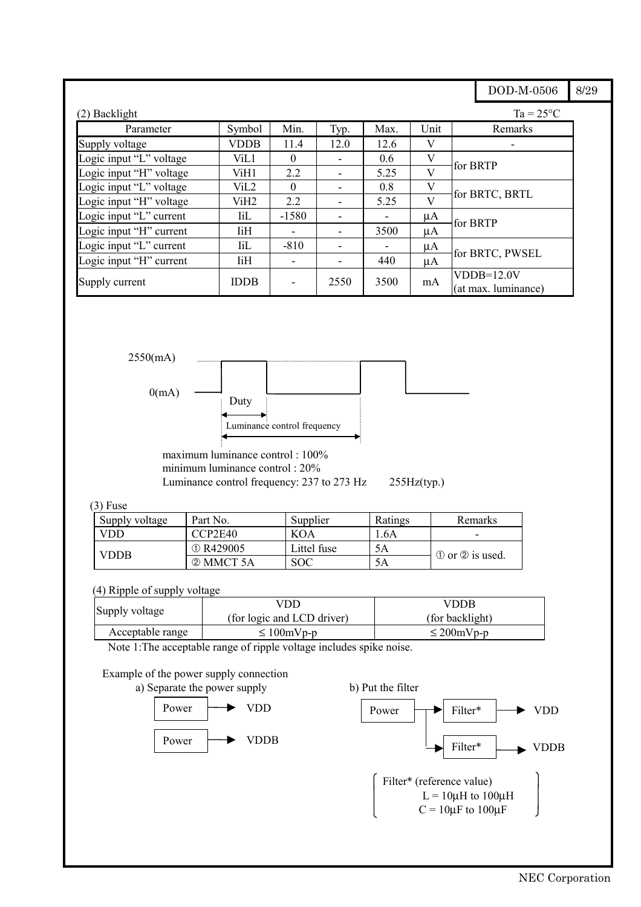(2) Backlight

Ta = 25°C

| Parameter | Symbol | Min. | Typ. | Max. | Unit | Remarks |
|---|---|---|---|---|---|---|
| Supply voltage | VDDB | 11.4 | 12.0 | 12.6 | V | - |
| Logic input "L" voltage | ViL1 | 0 | - | 0.6 | V | for BRTP |
| Logic input "H" voltage | ViH1 | 2.2 | - | 5.25 | V | |
| Logic input "L" voltage | ViL2 | 0 | - | 0.8 | V | for BRTC, BRTL |
| Logic input "H" voltage | ViH2 | 2.2 | - | 5.25 | V | |
| Logic input "L" current | IiL | -1580 | - | - | μA | for BRTP |
| Logic input "H" current | IiH | - | - | 3500 | μA | |
| Logic input "L" current | IiL | -810 | - | - | μA | for BRTC, PWSEL |
| Logic input "H" current | IiH | - | - | 440 | μA | |
| Supply current | IDDB | - | 2550 | 3500 | mA | VDDB=12.0V (at max. luminance) |

2550(mA)

0(mA)

Duty

Luminance control frequency

maximum luminance control : 100%
minimum luminance control : 20%
Luminance control frequency: 237 to 273 Hz 255Hz(typ.)

(3) Fuse

| Supply voltage | Part No. | Supplier | Ratings | Remarks |
|---|---|---|---|---|
| VDD | CCP2E40 | KOA | 1.6A | - |
| VDDB | ① R429005 | Littel fuse | 5A | ① or ② is used. |
| | ② MMCT 5A | SOC | 5A | |

(4) Ripple of supply voltage

| Supply voltage | VDD (for logic and LCD driver) | VDDB (for backlight) |
|---|---|---|
| Acceptable range | ≤ 100mVp-p | ≤ 200mVp-p |

Note 1:The acceptable range of ripple voltage includes spike noise.

Example of the power supply connection

a) Separate the power supply

Power → VDD

Power → VDDB

b) Put the filter

Power → Filter* → VDD

Power → Filter* → VDDB

Filter* (reference value)
L = 10μH to 100μH
C = 10μF to 100μF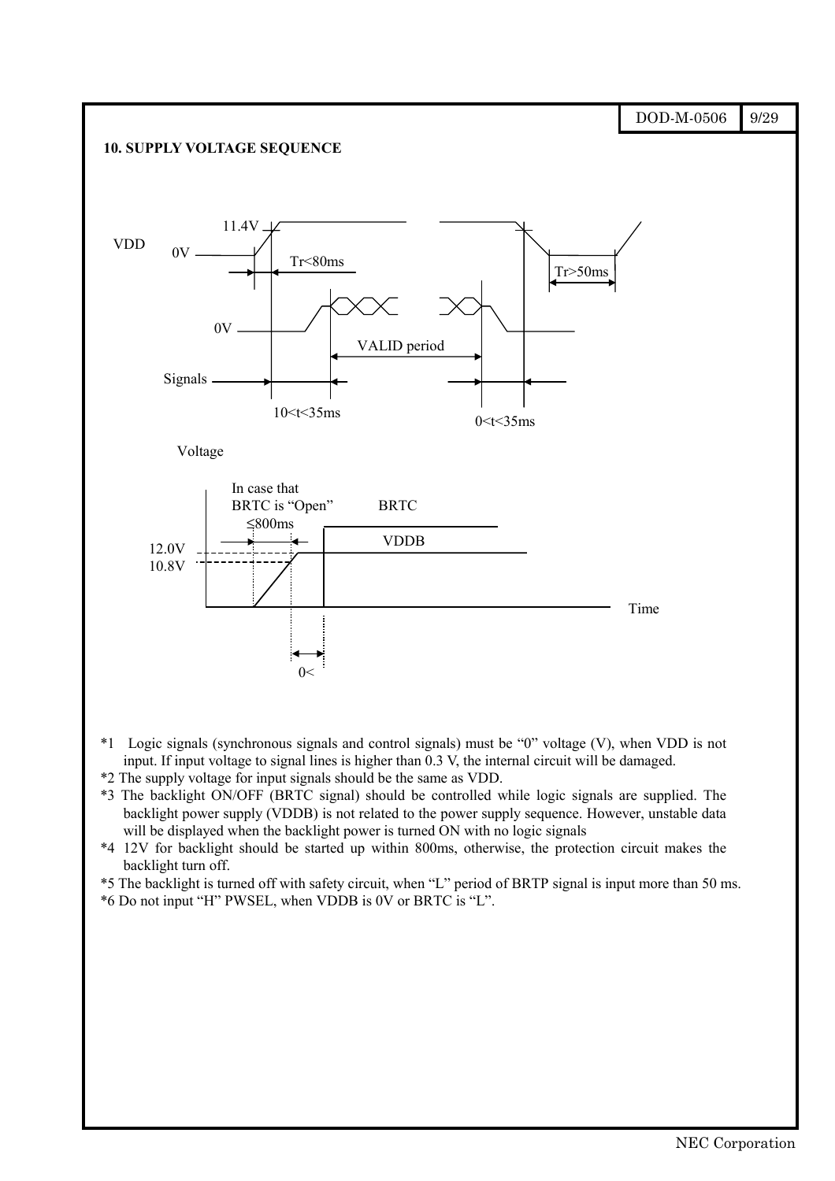## 10. SUPPLY VOLTAGE SEQUENCE

VDD

11.4V

0V

Tr<80ms

Tr>50ms

0V

VALID period

Signals

10<t<35ms

0<t<35ms

Voltage

In case that BRTC is "Open"

≤800ms

BRTC

VDDB

12.0V

10.8V

Time

0<

*1 Logic signals (synchronous signals and control signals) must be "0" voltage (V), when VDD is not input. If input voltage to signal lines is higher than 0.3 V, the internal circuit will be damaged.

*2 The supply voltage for input signals should be the same as VDD.

*3 The backlight ON/OFF (BRTC signal) should be controlled while logic signals are supplied. The backlight power supply (VDDB) is not related to the power supply sequence. However, unstable data will be displayed when the backlight power is turned ON with no logic signals

*4 12V for backlight should be started up within 800ms, otherwise, the protection circuit makes the backlight turn off.

*5 The backlight is turned off with safety circuit, when "L" period of BRTP signal is input more than 50 ms.

*6 Do not input "H" PWSEL, when VDDB is 0V or BRTC is "L".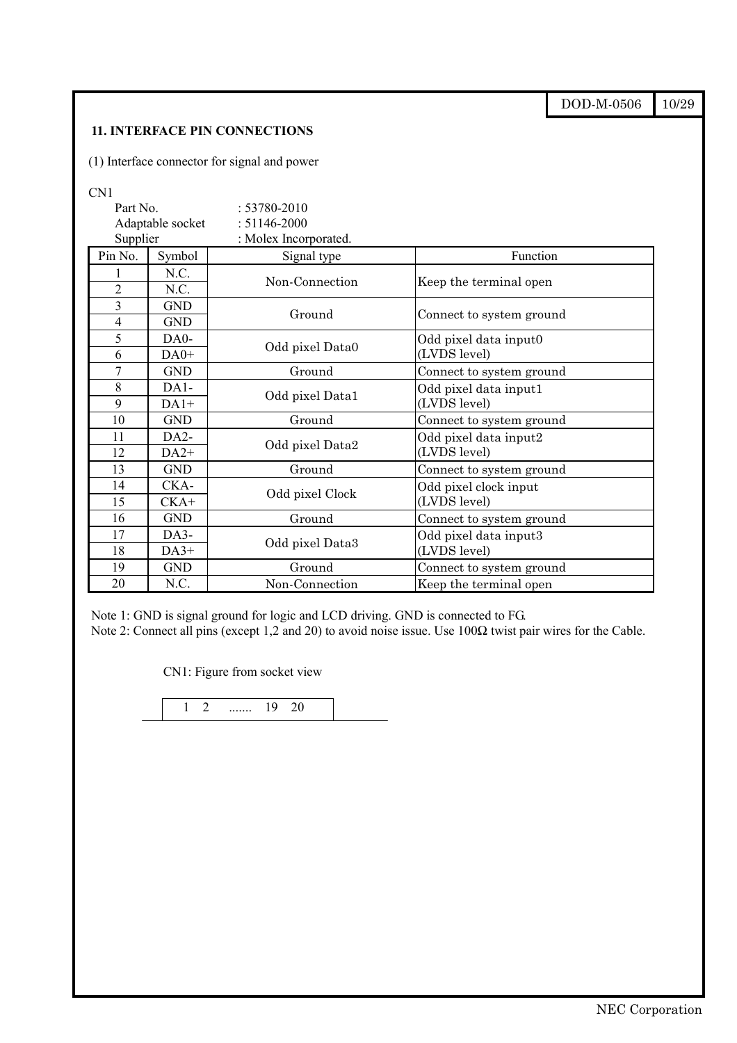## 11. INTERFACE PIN CONNECTIONS

(1) Interface connector for signal and power

CN1

Part No. : 53780-2010
Adaptable socket : 51146-2000
Supplier : Molex Incorporated.

| Pin No. | Symbol | Signal type | Function |
|---|---|---|---|
| 1 | N.C. | Non-Connection | Keep the terminal open |
| 2 | N.C. | | |
| 3 | GND | Ground | Connect to system ground |
| 4 | GND | | |
| 5 | DA0- | Odd pixel Data0 | Odd pixel data input0 (LVDS level) |
| 6 | DA0+ | | |
| 7 | GND | Ground | Connect to system ground |
| 8 | DA1- | Odd pixel Data1 | Odd pixel data input1 (LVDS level) |
| 9 | DA1+ | | |
| 10 | GND | Ground | Connect to system ground |
| 11 | DA2- | Odd pixel Data2 | Odd pixel data input2 (LVDS level) |
| 12 | DA2+ | | |
| 13 | GND | Ground | Connect to system ground |
| 14 | CKA- | Odd pixel Clock | Odd pixel clock input (LVDS level) |
| 15 | CKA+ | | |
| 16 | GND | Ground | Connect to system ground |
| 17 | DA3- | Odd pixel Data3 | Odd pixel data input3 (LVDS level) |
| 18 | DA3+ | | |
| 19 | GND | Ground | Connect to system ground |
| 20 | N.C. | Non-Connection | Keep the terminal open |

Note 1: GND is signal ground for logic and LCD driving. GND is connected to FG.
Note 2: Connect all pins (except 1,2 and 20) to avoid noise issue. Use 100Ω twist pair wires for the Cable.

CN1: Figure from socket view

1 2 ....... 19 20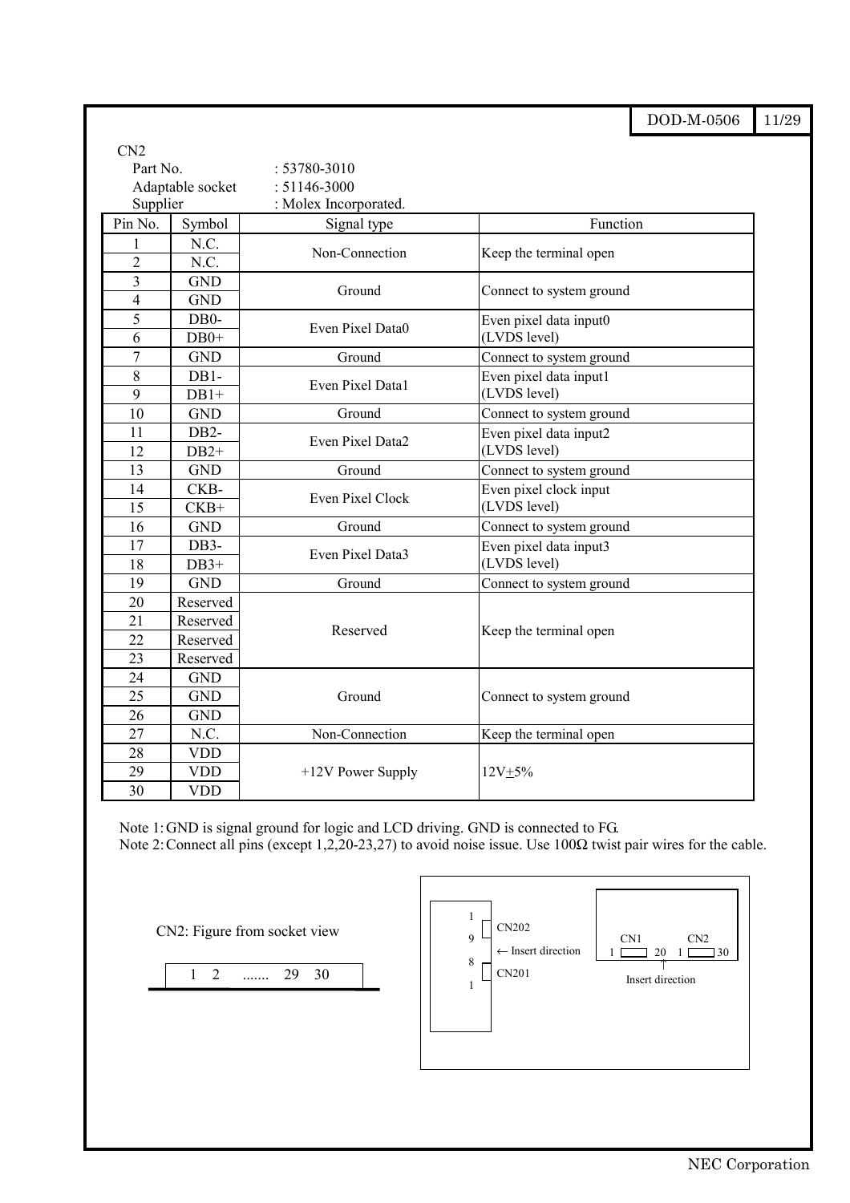CN2

Part No. : 53780-3010

Adaptable socket : 51146-3000

Supplier : Molex Incorporated.

| Pin No. | Symbol | Signal type | Function |
|---|---|---|---|
| 1 | N.C. | Non-Connection | Keep the terminal open |
| 2 | N.C. | | |
| 3 | GND | Ground | Connect to system ground |
| 4 | GND | | |
| 5 | DB0- | Even Pixel Data0 | Even pixel data input0 (LVDS level) |
| 6 | DB0+ | | |
| 7 | GND | Ground | Connect to system ground |
| 8 | DB1- | Even Pixel Data1 | Even pixel data input1 (LVDS level) |
| 9 | DB1+ | | |
| 10 | GND | Ground | Connect to system ground |
| 11 | DB2- | Even Pixel Data2 | Even pixel data input2 (LVDS level) |
| 12 | DB2+ | | |
| 13 | GND | Ground | Connect to system ground |
| 14 | CKB- | Even Pixel Clock | Even pixel clock input (LVDS level) |
| 15 | CKB+ | | |
| 16 | GND | Ground | Connect to system ground |
| 17 | DB3- | Even Pixel Data3 | Even pixel data input3 (LVDS level) |
| 18 | DB3+ | | |
| 19 | GND | Ground | Connect to system ground |
| 20 | Reserved | Reserved | Keep the terminal open |
| 21 | Reserved | | |
| 22 | Reserved | | |
| 23 | Reserved | | |
| 24 | GND | Ground | Connect to system ground |
| 25 | GND | | |
| 26 | GND | | |
| 27 | N.C. | Non-Connection | Keep the terminal open |
| 28 | VDD | +12V Power Supply | 12V±5% |
| 29 | VDD | | |
| 30 | VDD | | |

Note 1: GND is signal ground for logic and LCD driving. GND is connected to FG.

Note 2: Connect all pins (except 1,2,20-23,27) to avoid noise issue. Use 100Ω twist pair wires for the cable.

CN2: Figure from socket view

1 2 ....... 29 30

1, 9 CN202 ← Insert direction 8, 1 CN201

CN1 1 20 CN2 1 30 ↑ Insert direction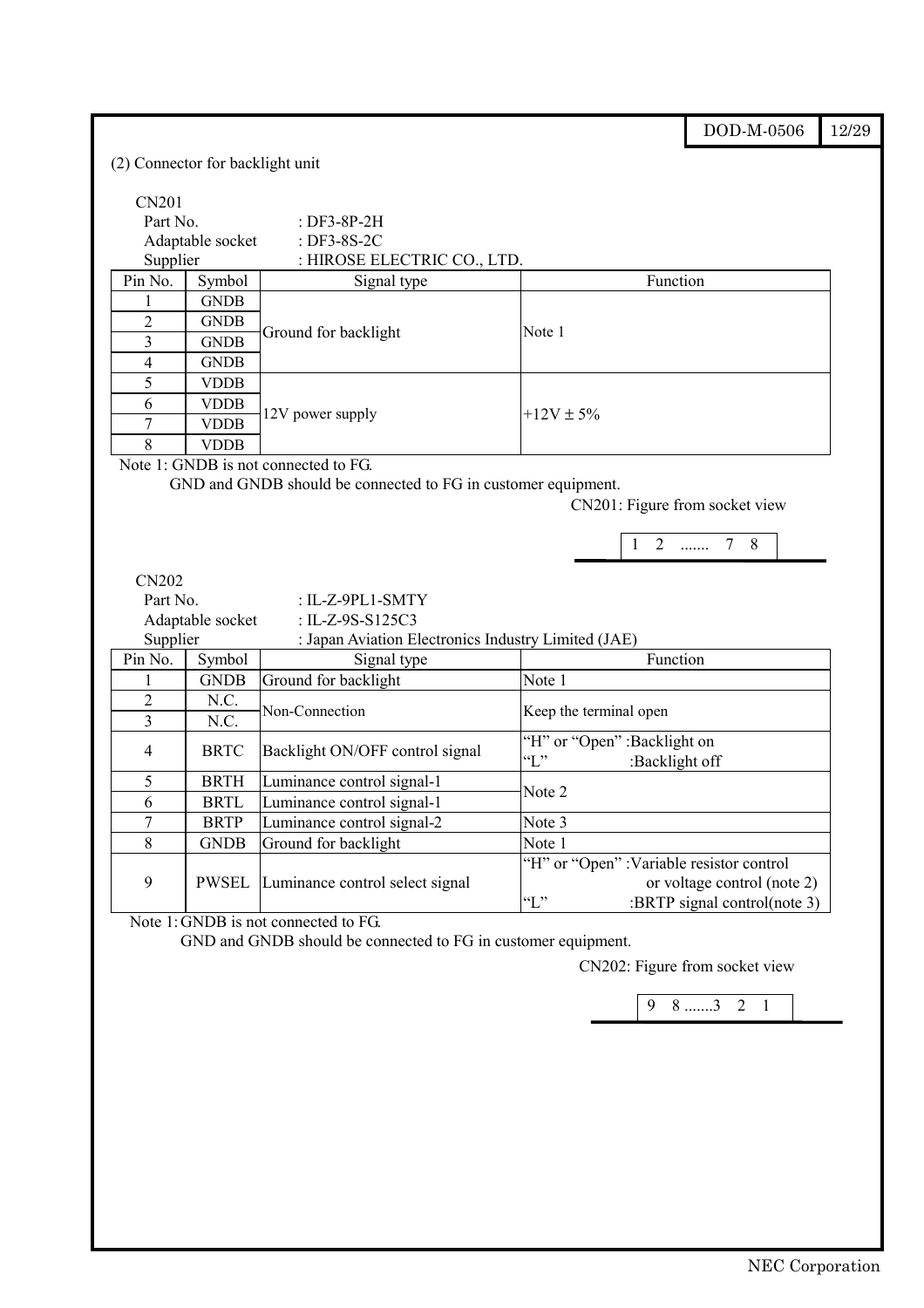(2) Connector for backlight unit

CN201

Part No. : DF3-8P-2H
Adaptable socket : DF3-8S-2C
Supplier : HIROSE ELECTRIC CO., LTD.

| Pin No. | Symbol | Signal type | Function |
|---|---|---|---|
| 1 | GNDB | Ground for backlight | Note 1 |
| 2 | GNDB | | |
| 3 | GNDB | | |
| 4 | GNDB | | |
| 5 | VDDB | 12V power supply | +12V ± 5% |
| 6 | VDDB | | |
| 7 | VDDB | | |
| 8 | VDDB | | |

Note 1: GNDB is not connected to FG.
GND and GNDB should be connected to FG in customer equipment.

CN201: Figure from socket view

1 2 ....... 7 8

CN202

Part No. : IL-Z-9PL1-SMTY
Adaptable socket : IL-Z-9S-S125C3
Supplier : Japan Aviation Electronics Industry Limited (JAE)

| Pin No. | Symbol | Signal type | Function |
|---|---|---|---|
| 1 | GNDB | Ground for backlight | Note 1 |
| 2 | N.C. | Non-Connection | Keep the terminal open |
| 3 | N.C. | | |
| 4 | BRTC | Backlight ON/OFF control signal | "H" or "Open" :Backlight on<br>"L" :Backlight off |
| 5 | BRTH | Luminance control signal-1 | Note 2 |
| 6 | BRTL | Luminance control signal-1 | |
| 7 | BRTP | Luminance control signal-2 | Note 3 |
| 8 | GNDB | Ground for backlight | Note 1 |
| 9 | PWSEL | Luminance control select signal | "H" or "Open" :Variable resistor control or voltage control (note 2)<br>"L" :BRTP signal control(note 3) |

Note 1: GNDB is not connected to FG.
GND and GNDB should be connected to FG in customer equipment.

CN202: Figure from socket view

9 8 .......3 2 1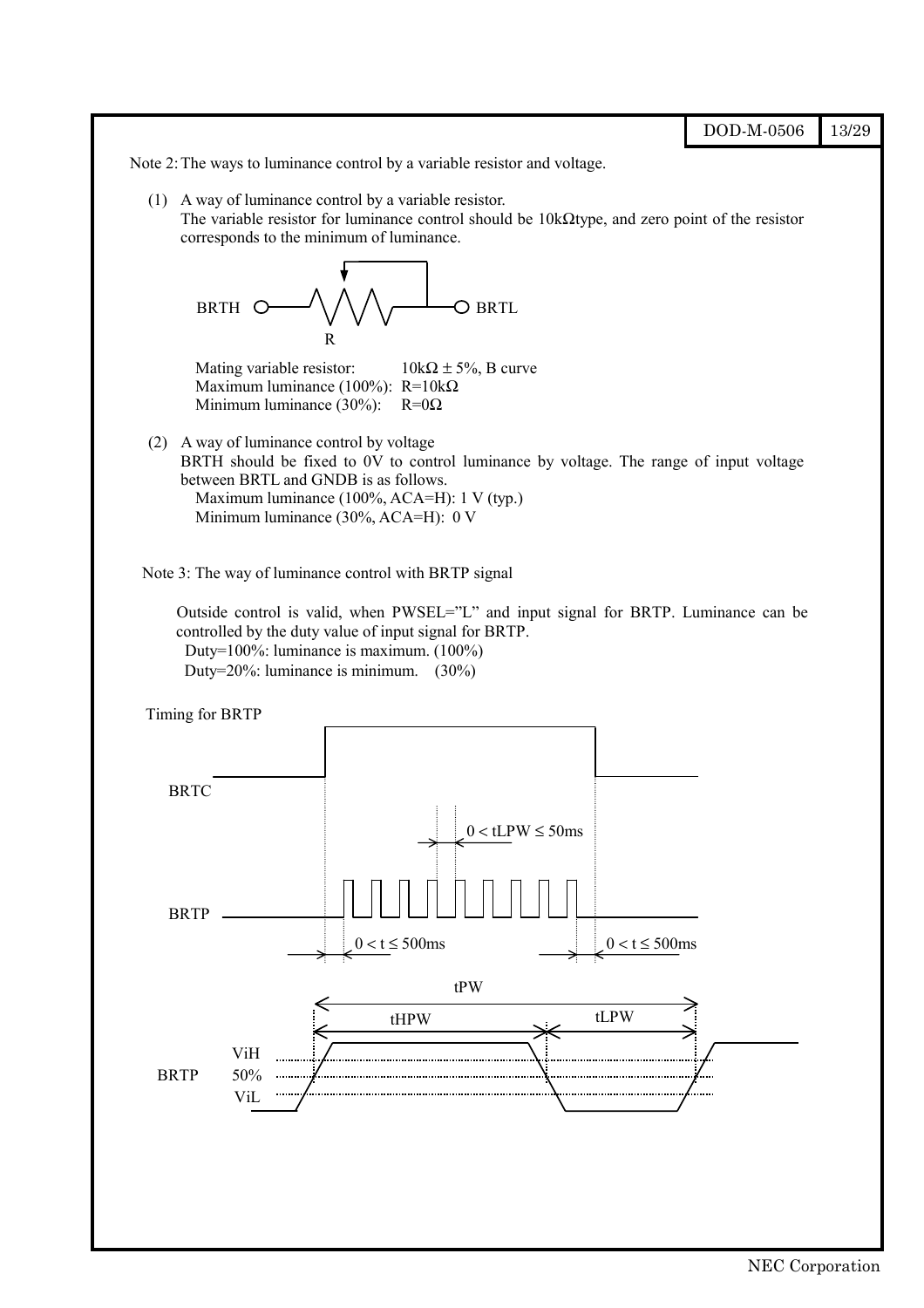Note 2: The ways to luminance control by a variable resistor and voltage.

(1) A way of luminance control by a variable resistor.
The variable resistor for luminance control should be 10kΩtype, and zero point of the resistor corresponds to the minimum of luminance.

BRTH R BRTL

Mating variable resistor: 10kΩ ± 5%, B curve
Maximum luminance (100%): R=10kΩ
Minimum luminance (30%): R=0Ω

(2) A way of luminance control by voltage
BRTH should be fixed to 0V to control luminance by voltage. The range of input voltage between BRTL and GNDB is as follows.
Maximum luminance (100%, ACA=H): 1 V (typ.)
Minimum luminance (30%, ACA=H): 0 V

Note 3: The way of luminance control with BRTP signal

Outside control is valid, when PWSEL="L" and input signal for BRTP. Luminance can be controlled by the duty value of input signal for BRTP.
Duty=100%: luminance is maximum. (100%)
Duty=20%: luminance is minimum. (30%)

Timing for BRTP

BRTC

$0 < tLPW \leq 50ms$

BRTP

$0 < t \leq 500ms$ $0 < t \leq 500ms$

tPW

tHPW tLPW

BRTP ViH 50% ViL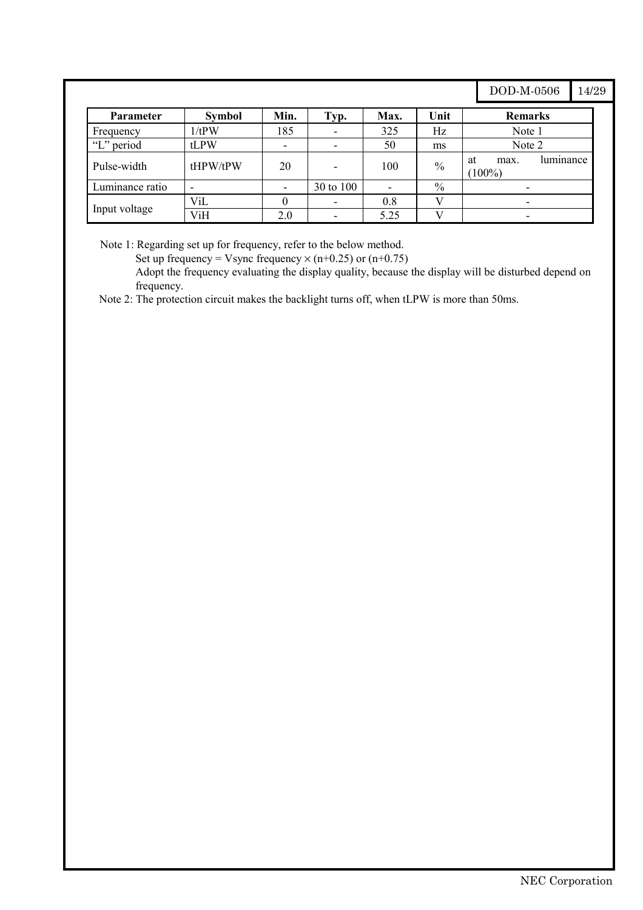| Parameter | Symbol | Min. | Typ. | Max. | Unit | Remarks |
| --- | --- | --- | --- | --- | --- | --- |
| Frequency | 1/tPW | 185 | - | 325 | Hz | Note 1 |
| "L" period | tLPW | - | - | 50 | ms | Note 2 |
| Pulse-width | tHPW/tPW | 20 | - | 100 | % | at max. luminance (100%) |
| Luminance ratio | - | - | 30 to 100 | - | % | - |
| Input voltage | ViL | 0 | - | 0.8 | V | - |
| | ViH | 2.0 | - | 5.25 | V | - |

Note 1: Regarding set up for frequency, refer to the below method.

Set up frequency = Vsync frequency × (n+0.25) or (n+0.75)

Adopt the frequency evaluating the display quality, because the display will be disturbed depend on frequency.

Note 2: The protection circuit makes the backlight turns off, when tLPW is more than 50ms.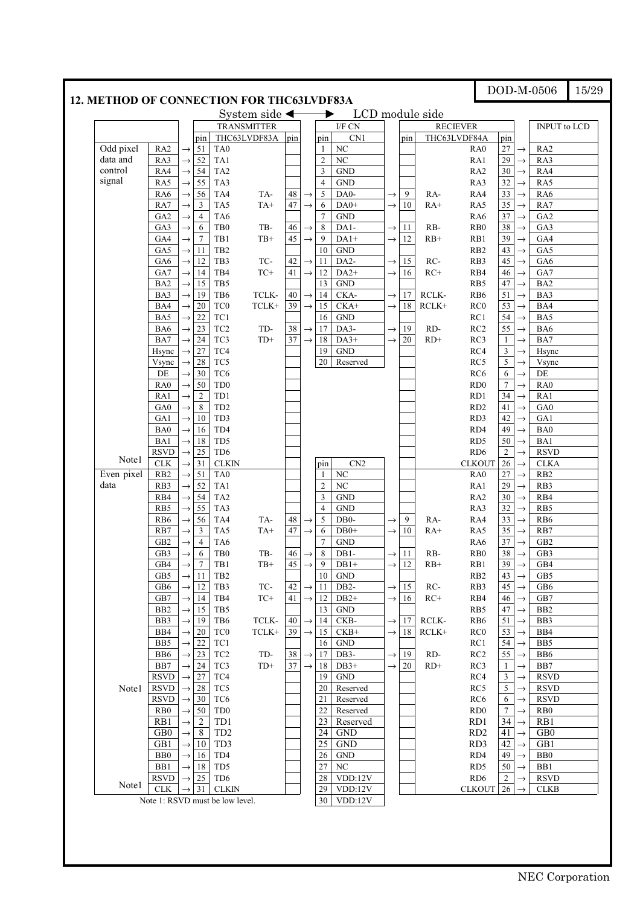## 12. METHOD OF CONNECTION FOR THC63LVDF83A

System side ◀──▶ LCD module side

| | | | TRANSMITTER | | | | | I/F CN | | | RECIEVER | | | | INPUT to LCD |
|---|---|---|---|---|---|---|---|---|---|---|---|---|---|---|---|
| | | | pin | THC63LVDF83A | | pin | | pin | CN1 | | pin | THC63LVDF84A | | pin | | |
| Odd pixel data and control signal | RA2 | → | 51 | TA0 | | | | 1 | NC | | | | RA0 | 27 | → | RA2 |
| | RA3 | → | 52 | TA1 | | | | 2 | NC | | | | RA1 | 29 | → | RA3 |
| | RA4 | → | 54 | TA2 | | | | 3 | GND | | | | RA2 | 30 | → | RA4 |
| | RA5 | → | 55 | TA3 | | | | 4 | GND | | | | RA3 | 32 | → | RA5 |
| | RA6 | → | 56 | TA4 | TA- | 48 | → | 5 | DA0- | → | 9 | RA- | RA4 | 33 | → | RA6 |
| | RA7 | → | 3 | TA5 | TA+ | 47 | → | 6 | DA0+ | → | 10 | RA+ | RA5 | 35 | → | RA7 |
| | GA2 | → | 4 | TA6 | | | | 7 | GND | | | | RA6 | 37 | → | GA2 |
| | GA3 | → | 6 | TB0 | TB- | 46 | → | 8 | DA1- | → | 11 | RB- | RB0 | 38 | → | GA3 |
| | GA4 | → | 7 | TB1 | TB+ | 45 | → | 9 | DA1+ | → | 12 | RB+ | RB1 | 39 | → | GA4 |
| | GA5 | → | 11 | TB2 | | | | 10 | GND | | | | RB2 | 43 | → | GA5 |
| | GA6 | → | 12 | TB3 | TC- | 42 | → | 11 | DA2- | → | 15 | RC- | RB3 | 45 | → | GA6 |
| | GA7 | → | 14 | TB4 | TC+ | 41 | → | 12 | DA2+ | → | 16 | RC+ | RB4 | 46 | → | GA7 |
| | BA2 | → | 15 | TB5 | | | | 13 | GND | | | | RB5 | 47 | → | BA2 |
| | BA3 | → | 19 | TB6 | TCLK- | 40 | → | 14 | CKA- | → | 17 | RCLK- | RB6 | 51 | → | BA3 |
| | BA4 | → | 20 | TC0 | TCLK+ | 39 | → | 15 | CKA+ | → | 18 | RCLK+ | RC0 | 53 | → | BA4 |
| | BA5 | → | 22 | TC1 | | | | 16 | GND | | | | RC1 | 54 | → | BA5 |
| | BA6 | → | 23 | TC2 | TD- | 38 | → | 17 | DA3- | → | 19 | RD- | RC2 | 55 | → | BA6 |
| | BA7 | → | 24 | TC3 | TD+ | 37 | → | 18 | DA3+ | → | 20 | RD+ | RC3 | 1 | → | BA7 |
| | Hsync | → | 27 | TC4 | | | | 19 | GND | | | | RC4 | 3 | → | Hsync |
| | Vsync | → | 28 | TC5 | | | | 20 | Reserved | | | | RC5 | 5 | → | Vsync |
| | DE | → | 30 | TC6 | | | | | | | | | RC6 | 6 | → | DE |
| | RA0 | → | 50 | TD0 | | | | | | | | | RD0 | 7 | → | RA0 |
| | RA1 | → | 2 | TD1 | | | | | | | | | RD1 | 34 | → | RA1 |
| | GA0 | → | 8 | TD2 | | | | | | | | | RD2 | 41 | → | GA0 |
| | GA1 | → | 10 | TD3 | | | | | | | | | RD3 | 42 | → | GA1 |
| | BA0 | → | 16 | TD4 | | | | | | | | | RD4 | 49 | → | BA0 |
| | BA1 | → | 18 | TD5 | | | | | | | | | RD5 | 50 | → | BA1 |
| Note1 | RSVD | → | 25 | TD6 | | | | | | | | | RD6 | 2 | → | RSVD |
| | CLK | → | 31 | CLKIN | | | | pin | CN2 | | | | CLKOUT | 26 | → | CLKA |
| Even pixel data | RB2 | → | 51 | TA0 | | | | 1 | NC | | | | RA0 | 27 | → | RB2 |
| | RB3 | → | 52 | TA1 | | | | 2 | NC | | | | RA1 | 29 | → | RB3 |
| | RB4 | → | 54 | TA2 | | | | 3 | GND | | | | RA2 | 30 | → | RB4 |
| | RB5 | → | 55 | TA3 | | | | 4 | GND | | | | RA3 | 32 | → | RB5 |
| | RB6 | → | 56 | TA4 | TA- | 48 | → | 5 | DB0- | → | 9 | RA- | RA4 | 33 | → | RB6 |
| | RB7 | → | 3 | TA5 | TA+ | 47 | → | 6 | DB0+ | → | 10 | RA+ | RA5 | 35 | → | RB7 |
| | GB2 | → | 4 | TA6 | | | | 7 | GND | | | | RA6 | 37 | → | GB2 |
| | GB3 | → | 6 | TB0 | TB- | 46 | → | 8 | DB1- | → | 11 | RB- | RB0 | 38 | → | GB3 |
| | GB4 | → | 7 | TB1 | TB+ | 45 | → | 9 | DB1+ | → | 12 | RB+ | RB1 | 39 | → | GB4 |
| | GB5 | → | 11 | TB2 | | | | 10 | GND | | | | RB2 | 43 | → | GB5 |
| | GB6 | → | 12 | TB3 | TC- | 42 | → | 11 | DB2- | → | 15 | RC- | RB3 | 45 | → | GB6 |
| | GB7 | → | 14 | TB4 | TC+ | 41 | → | 12 | DB2+ | → | 16 | RC+ | RB4 | 46 | → | GB7 |
| | BB2 | → | 15 | TB5 | | | | 13 | GND | | | | RB5 | 47 | → | BB2 |
| | BB3 | → | 19 | TB6 | TCLK- | 40 | → | 14 | CKB- | → | 17 | RCLK- | RB6 | 51 | → | BB3 |
| | BB4 | → | 20 | TC0 | TCLK+ | 39 | → | 15 | CKB+ | → | 18 | RCLK+ | RC0 | 53 | → | BB4 |
| | BB5 | → | 22 | TC1 | | | | 16 | GND | | | | RC1 | 54 | → | BB5 |
| | BB6 | → | 23 | TC2 | TD- | 38 | → | 17 | DB3- | → | 19 | RD- | RC2 | 55 | → | BB6 |
| | BB7 | → | 24 | TC3 | TD+ | 37 | → | 18 | DB3+ | → | 20 | RD+ | RC3 | 1 | → | BB7 |
| | RSVD | → | 27 | TC4 | | | | 19 | GND | | | | RC4 | 3 | → | RSVD |
| Note1 | RSVD | → | 28 | TC5 | | | | 20 | Reserved | | | | RC5 | 5 | → | RSVD |
| | RSVD | → | 30 | TC6 | | | | 21 | Reserved | | | | RC6 | 6 | → | RSVD |
| | RB0 | → | 50 | TD0 | | | | 22 | Reserved | | | | RD0 | 7 | → | RB0 |
| | RB1 | → | 2 | TD1 | | | | 23 | Reserved | | | | RD1 | 34 | → | RB1 |
| | GB0 | → | 8 | TD2 | | | | 24 | GND | | | | RD2 | 41 | → | GB0 |
| | GB1 | → | 10 | TD3 | | | | 25 | GND | | | | RD3 | 42 | → | GB1 |
| | BB0 | → | 16 | TD4 | | | | 26 | GND | | | | RD4 | 49 | → | BB0 |
| | BB1 | → | 18 | TD5 | | | | 27 | NC | | | | RD5 | 50 | → | BB1 |
| Note1 | RSVD | → | 25 | TD6 | | | | 28 | VDD:12V | | | | RD6 | 2 | → | RSVD |
| | CLK | → | 31 | CLKIN | | | | 29 | VDD:12V | | | | CLKOUT | 26 | → | CLKB |
| | | | | | | | | 30 | VDD:12V | | | | | | | |

Note 1: RSVD must be low level.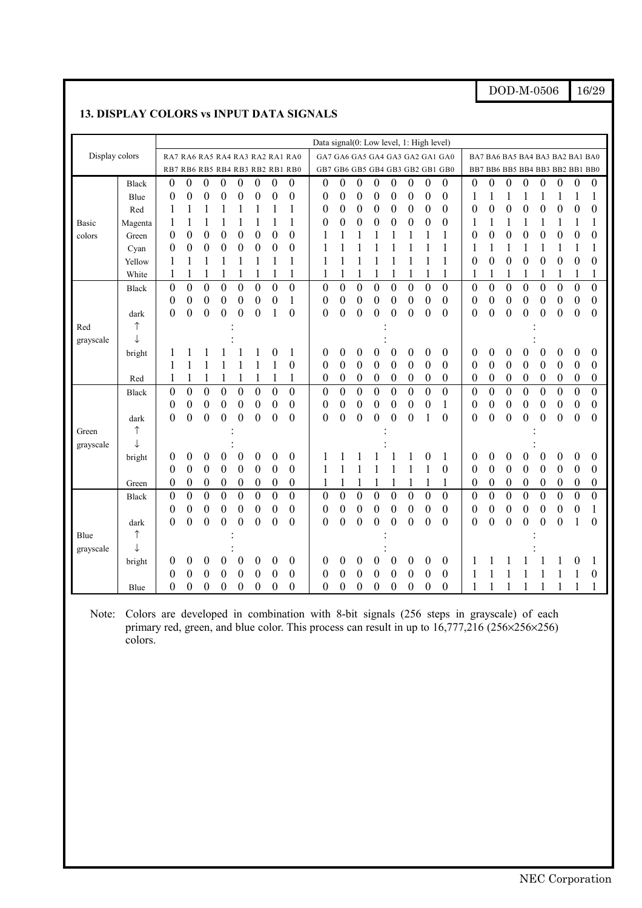## 13. DISPLAY COLORS vs INPUT DATA SIGNALS

| Display colors | | Data signal(0: Low level, 1: High level) | | | | | | | | | | | | | | | | | | | | | | | |
|---|---|---|---|---|---|---|---|---|---|---|---|---|---|---|---|---|---|---|---|---|---|---|---|---|---|
| | | RA7 RB7 | RA6 RB6 | RA5 RB5 | RA4 RB4 | RA3 RB3 | RA2 RB2 | RA1 RB1 | RA0 RB0 | GA7 GB7 | GA6 GB6 | GA5 GB5 | GA4 GB4 | GA3 GB3 | GA2 GB2 | GA1 GB1 | GA0 GB0 | BA7 BB7 | BA6 BB6 | BA5 BB5 | BA4 BB4 | BA3 BB3 | BA2 BB2 | BA1 BB1 | BA0 BB0 |
| Basic colors | Black | 0 | 0 | 0 | 0 | 0 | 0 | 0 | 0 | 0 | 0 | 0 | 0 | 0 | 0 | 0 | 0 | 0 | 0 | 0 | 0 | 0 | 0 | 0 | 0 |
| | Blue | 0 | 0 | 0 | 0 | 0 | 0 | 0 | 0 | 0 | 0 | 0 | 0 | 0 | 0 | 0 | 0 | 1 | 1 | 1 | 1 | 1 | 1 | 1 | 1 |
| | Red | 1 | 1 | 1 | 1 | 1 | 1 | 1 | 1 | 0 | 0 | 0 | 0 | 0 | 0 | 0 | 0 | 0 | 0 | 0 | 0 | 0 | 0 | 0 | 0 |
| | Magenta | 1 | 1 | 1 | 1 | 1 | 1 | 1 | 1 | 0 | 0 | 0 | 0 | 0 | 0 | 0 | 0 | 1 | 1 | 1 | 1 | 1 | 1 | 1 | 1 |
| | Green | 0 | 0 | 0 | 0 | 0 | 0 | 0 | 0 | 1 | 1 | 1 | 1 | 1 | 1 | 1 | 1 | 0 | 0 | 0 | 0 | 0 | 0 | 0 | 0 |
| | Cyan | 0 | 0 | 0 | 0 | 0 | 0 | 0 | 0 | 1 | 1 | 1 | 1 | 1 | 1 | 1 | 1 | 1 | 1 | 1 | 1 | 1 | 1 | 1 | 1 |
| | Yellow | 1 | 1 | 1 | 1 | 1 | 1 | 1 | 1 | 1 | 1 | 1 | 1 | 1 | 1 | 1 | 1 | 0 | 0 | 0 | 0 | 0 | 0 | 0 | 0 |
| | White | 1 | 1 | 1 | 1 | 1 | 1 | 1 | 1 | 1 | 1 | 1 | 1 | 1 | 1 | 1 | 1 | 1 | 1 | 1 | 1 | 1 | 1 | 1 | 1 |
| Red grayscale | Black | 0 | 0 | 0 | 0 | 0 | 0 | 0 | 0 | 0 | 0 | 0 | 0 | 0 | 0 | 0 | 0 | 0 | 0 | 0 | 0 | 0 | 0 | 0 | 0 |
| | | 0 | 0 | 0 | 0 | 0 | 0 | 0 | 1 | 0 | 0 | 0 | 0 | 0 | 0 | 0 | 0 | 0 | 0 | 0 | 0 | 0 | 0 | 0 | 0 |
| | dark | 0 | 0 | 0 | 0 | 0 | 0 | 1 | 0 | 0 | 0 | 0 | 0 | 0 | 0 | 0 | 0 | 0 | 0 | 0 | 0 | 0 | 0 | 0 | 0 |
| | ↑ | : | | | | | | | | : | | | | | | | | : | | | | | | | |
| | ↓ | : | | | | | | | | : | | | | | | | | : | | | | | | | |
| | bright | 1 | 1 | 1 | 1 | 1 | 1 | 0 | 1 | 0 | 0 | 0 | 0 | 0 | 0 | 0 | 0 | 0 | 0 | 0 | 0 | 0 | 0 | 0 | 0 |
| | | 1 | 1 | 1 | 1 | 1 | 1 | 1 | 0 | 0 | 0 | 0 | 0 | 0 | 0 | 0 | 0 | 0 | 0 | 0 | 0 | 0 | 0 | 0 | 0 |
| | Red | 1 | 1 | 1 | 1 | 1 | 1 | 1 | 1 | 0 | 0 | 0 | 0 | 0 | 0 | 0 | 0 | 0 | 0 | 0 | 0 | 0 | 0 | 0 | 0 |
| Green grayscale | Black | 0 | 0 | 0 | 0 | 0 | 0 | 0 | 0 | 0 | 0 | 0 | 0 | 0 | 0 | 0 | 0 | 0 | 0 | 0 | 0 | 0 | 0 | 0 | 0 |
| | | 0 | 0 | 0 | 0 | 0 | 0 | 0 | 0 | 0 | 0 | 0 | 0 | 0 | 0 | 0 | 1 | 0 | 0 | 0 | 0 | 0 | 0 | 0 | 0 |
| | dark | 0 | 0 | 0 | 0 | 0 | 0 | 0 | 0 | 0 | 0 | 0 | 0 | 0 | 0 | 1 | 0 | 0 | 0 | 0 | 0 | 0 | 0 | 0 | 0 |
| | ↑ | : | | | | | | | | : | | | | | | | | : | | | | | | | |
| | ↓ | : | | | | | | | | : | | | | | | | | : | | | | | | | |
| | bright | 0 | 0 | 0 | 0 | 0 | 0 | 0 | 0 | 1 | 1 | 1 | 1 | 1 | 1 | 0 | 1 | 0 | 0 | 0 | 0 | 0 | 0 | 0 | 0 |
| | | 0 | 0 | 0 | 0 | 0 | 0 | 0 | 0 | 1 | 1 | 1 | 1 | 1 | 1 | 1 | 0 | 0 | 0 | 0 | 0 | 0 | 0 | 0 | 0 |
| | Green | 0 | 0 | 0 | 0 | 0 | 0 | 0 | 0 | 1 | 1 | 1 | 1 | 1 | 1 | 1 | 1 | 0 | 0 | 0 | 0 | 0 | 0 | 0 | 0 |
| Blue grayscale | Black | 0 | 0 | 0 | 0 | 0 | 0 | 0 | 0 | 0 | 0 | 0 | 0 | 0 | 0 | 0 | 0 | 0 | 0 | 0 | 0 | 0 | 0 | 0 | 0 |
| | | 0 | 0 | 0 | 0 | 0 | 0 | 0 | 0 | 0 | 0 | 0 | 0 | 0 | 0 | 0 | 0 | 0 | 0 | 0 | 0 | 0 | 0 | 0 | 1 |
| | dark | 0 | 0 | 0 | 0 | 0 | 0 | 0 | 0 | 0 | 0 | 0 | 0 | 0 | 0 | 0 | 0 | 0 | 0 | 0 | 0 | 0 | 0 | 1 | 0 |
| | ↑ | : | | | | | | | | : | | | | | | | | : | | | | | | | |
| | ↓ | : | | | | | | | | : | | | | | | | | : | | | | | | | |
| | bright | 0 | 0 | 0 | 0 | 0 | 0 | 0 | 0 | 0 | 0 | 0 | 0 | 0 | 0 | 0 | 0 | 1 | 1 | 1 | 1 | 1 | 1 | 0 | 1 |
| | | 0 | 0 | 0 | 0 | 0 | 0 | 0 | 0 | 0 | 0 | 0 | 0 | 0 | 0 | 0 | 0 | 1 | 1 | 1 | 1 | 1 | 1 | 1 | 0 |
| | Blue | 0 | 0 | 0 | 0 | 0 | 0 | 0 | 0 | 0 | 0 | 0 | 0 | 0 | 0 | 0 | 0 | 1 | 1 | 1 | 1 | 1 | 1 | 1 | 1 |

Note: Colors are developed in combination with 8-bit signals (256 steps in grayscale) of each primary red, green, and blue color. This process can result in up to 16,777,216 (256×256×256) colors.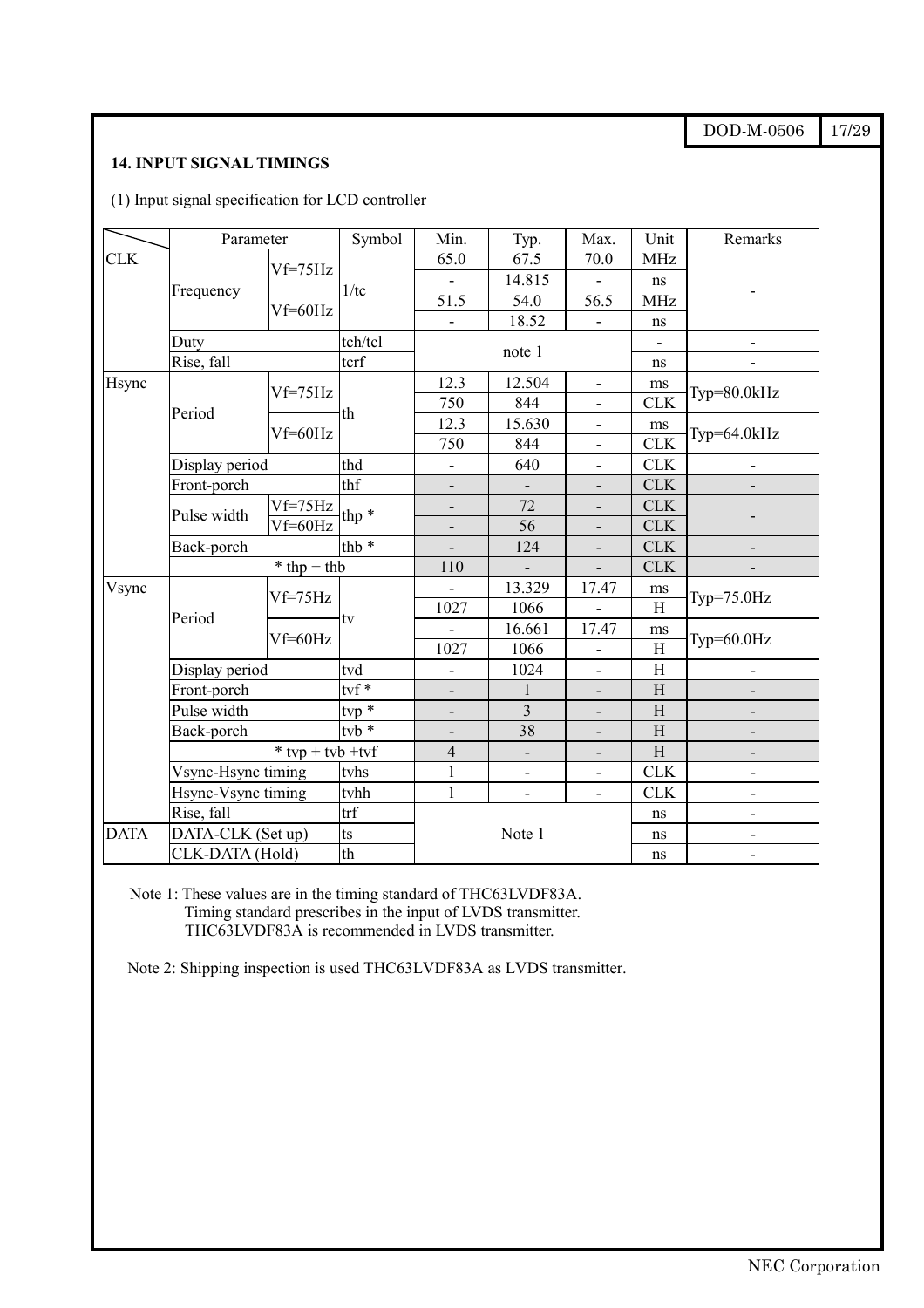### 14. INPUT SIGNAL TIMINGS

(1) Input signal specification for LCD controller

| | Parameter | | Symbol | Min. | Typ. | Max. | Unit | Remarks |
|---|---|---|---|---|---|---|---|---|
| CLK | Frequency | Vf=75Hz | 1/tc | 65.0 | 67.5 | 70.0 | MHz | - |
| | | | | - | 14.815 | - | ns | |
| | | Vf=60Hz | | 51.5 | 54.0 | 56.5 | MHz | |
| | | | | - | 18.52 | - | ns | |
| | Duty | | tch/tcl | note 1 | | | - | - |
| | Rise, fall | | tcrf | | | | ns | - |
| Hsync | Period | Vf=75Hz | th | 12.3 | 12.504 | - | ms | Typ=80.0kHz |
| | | | | 750 | 844 | - | CLK | |
| | | Vf=60Hz | | 12.3 | 15.630 | - | ms | Typ=64.0kHz |
| | | | | 750 | 844 | - | CLK | |
| | Display period | | thd | - | 640 | - | CLK | - |
| | Front-porch | | thf | - | - | - | CLK | - |
| | Pulse width | Vf=75Hz | thp * | - | 72 | - | CLK | - |
| | | Vf=60Hz | | - | 56 | - | CLK | |
| | Back-porch | | thb * | - | 124 | - | CLK | - |
| | * thp + thb | | | 110 | - | - | CLK | - |
| Vsync | Period | Vf=75Hz | tv | - | 13.329 | 17.47 | ms | Typ=75.0Hz |
| | | | | 1027 | 1066 | - | H | |
| | | Vf=60Hz | | - | 16.661 | 17.47 | ms | Typ=60.0Hz |
| | | | | 1027 | 1066 | - | H | |
| | Display period | | tvd | - | 1024 | - | H | - |
| | Front-porch | | tvf * | - | 1 | - | H | - |
| | Pulse width | | tvp * | - | 3 | - | H | - |
| | Back-porch | | tvb * | - | 38 | - | H | - |
| | * tvp + tvb +tvf | | | 4 | - | - | H | - |
| | Vsync-Hsync timing | | tvhs | 1 | - | - | CLK | - |
| | Hsync-Vsync timing | | tvhh | 1 | - | - | CLK | - |
| | Rise, fall | | trf | Note 1 | | | ns | - |
| DATA | DATA-CLK (Set up) | | ts | | | | ns | - |
| | CLK-DATA (Hold) | | th | | | | ns | - |

Note 1: These values are in the timing standard of THC63LVDF83A.
Timing standard prescribes in the input of LVDS transmitter.
THC63LVDF83A is recommended in LVDS transmitter.

Note 2: Shipping inspection is used THC63LVDF83A as LVDS transmitter.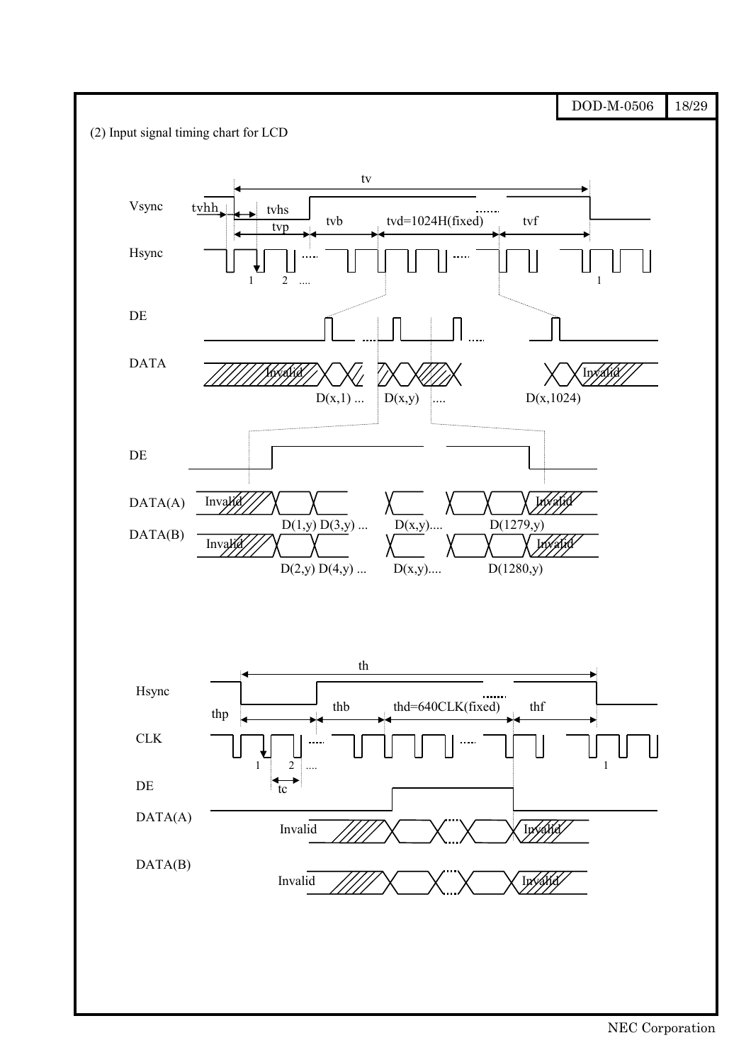(2) Input signal timing chart for LCD

Vsync

tvhh

tv

tvhs

tvp

tvb

tvd=1024H(fixed)

tvf

Hsync

1 2 ....

1

DE

DATA

Invalid

Invalid

D(x,1) ...

D(x,y)

....

D(x,1024)

DE

DATA(A)

Invalid

Invalid

D(1,y) D(3,y) ...

D(x,y)....

D(1279,y)

DATA(B)

Invalid

Invalid

D(2,y) D(4,y) ...

D(x,y)....

D(1280,y)

Hsync

th

thp

thb

thd=640CLK(fixed)

thf

CLK

1 2 ....

1

tc

DE

DATA(A)

Invalid

Invalid

DATA(B)

Invalid

Invalid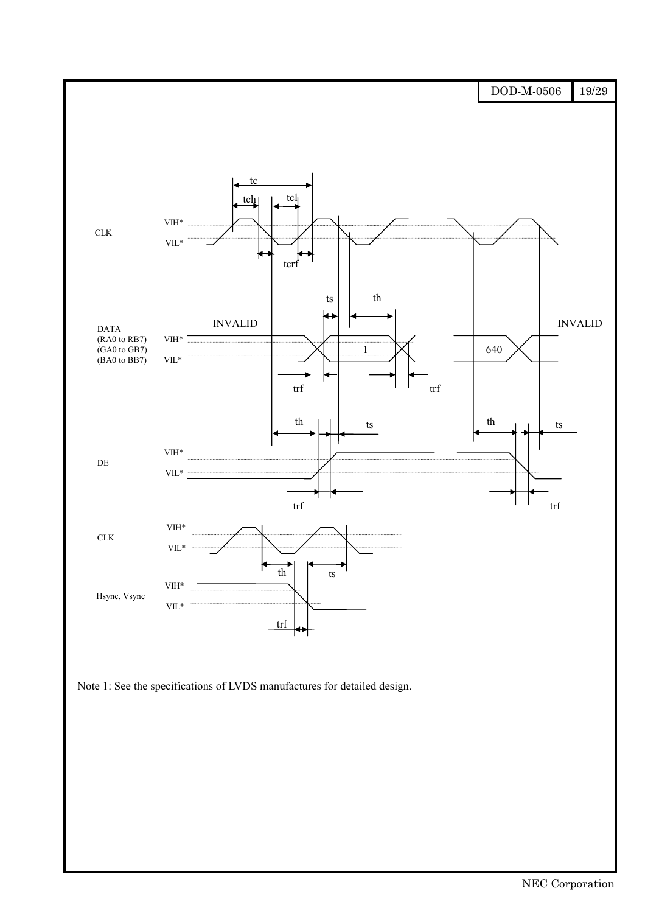Note 1: See the specifications of LVDS manufactures for detailed design.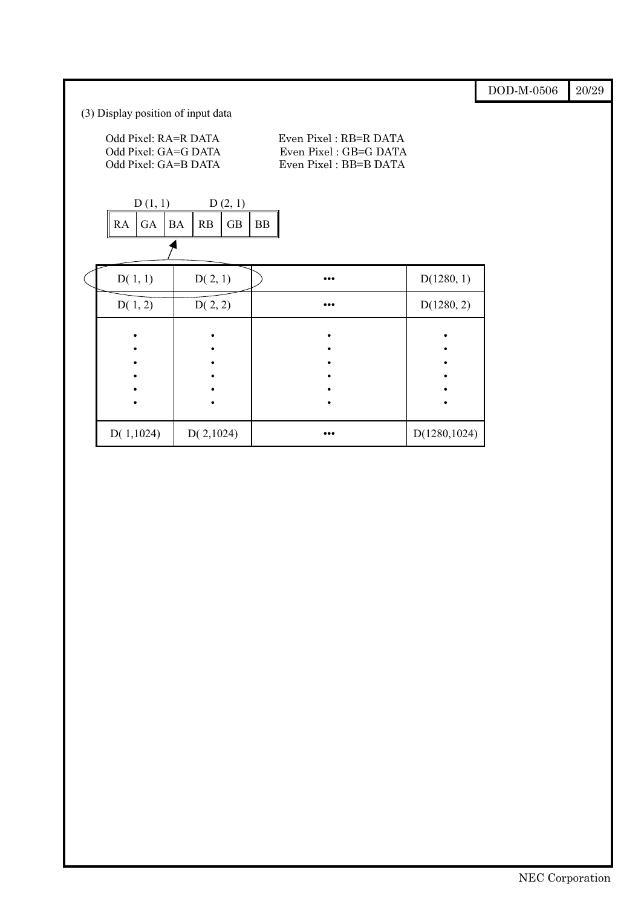(3) Display position of input data

Odd Pixel: RA=R DATA　　　Even Pixel : RB=R DATA
Odd Pixel: GA=G DATA　　　Even Pixel : GB=G DATA
Odd Pixel: GA=B DATA　　　Even Pixel : BB=B DATA

| D (1, 1) | | | D (2, 1) | | |
|---|---|---|---|---|---|
| RA | GA | BA | RB | GB | BB |

| D( 1, 1) | D( 2, 1) | ••• | D(1280, 1) |
|---|---|---|---|
| D( 1, 2) | D( 2, 2) | ••• | D(1280, 2) |
| ⋮ | ⋮ | ⋮ | ⋮ |
| D( 1,1024) | D( 2,1024) | ••• | D(1280,1024) |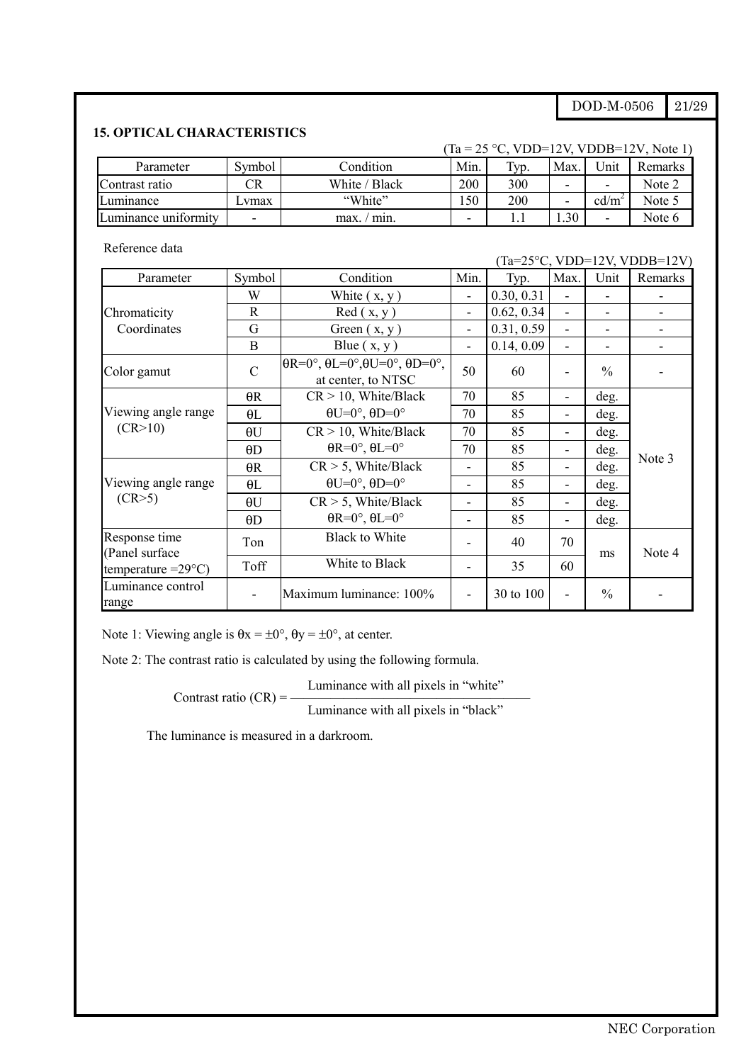## 15. OPTICAL CHARACTERISTICS

(Ta = 25 °C, VDD=12V, VDDB=12V, Note 1)

| Parameter | Symbol | Condition | Min. | Typ. | Max. | Unit | Remarks |
|---|---|---|---|---|---|---|---|
| Contrast ratio | CR | White / Black | 200 | 300 | - | - | Note 2 |
| Luminance | Lvmax | "White" | 150 | 200 | - | $cd/m^2$ | Note 5 |
| Luminance uniformity | - | max. / min. | - | 1.1 | 1.30 | - | Note 6 |

Reference data

(Ta=25°C, VDD=12V, VDDB=12V)

| Parameter | Symbol | Condition | Min. | Typ. | Max. | Unit | Remarks |
|---|---|---|---|---|---|---|---|
| Chromaticity Coordinates | W | White ( x, y ) | - | 0.30, 0.31 | - | - | - |
| | R | Red ( x, y ) | - | 0.62, 0.34 | - | - | - |
| | G | Green ( x, y ) | - | 0.31, 0.59 | - | - | - |
| | B | Blue ( x, y ) | - | 0.14, 0.09 | - | - | - |
| Color gamut | C | θR=0°, θL=0°,θU=0°, θD=0°, at center, to NTSC | 50 | 60 | - | % | - |
| Viewing angle range (CR>10) | θR | CR > 10, White/Black θU=0°, θD=0° | 70 | 85 | - | deg. | Note 3 |
| | θL | | 70 | 85 | - | deg. | |
| | θU | CR > 10, White/Black θR=0°, θL=0° | 70 | 85 | - | deg. | |
| | θD | | 70 | 85 | - | deg. | |
| Viewing angle range (CR>5) | θR | CR > 5, White/Black θU=0°, θD=0° | - | 85 | - | deg. | |
| | θL | | - | 85 | - | deg. | |
| | θU | CR > 5, White/Black θR=0°, θL=0° | - | 85 | - | deg. | |
| | θD | | - | 85 | - | deg. | |
| Response time (Panel surface temperature =29°C) | Ton | Black to White | - | 40 | 70 | ms | Note 4 |
| | Toff | White to Black | - | 35 | 60 | | |
| Luminance control range | - | Maximum luminance: 100% | - | 30 to 100 | - | % | - |

Note 1: Viewing angle is $\theta x = \pm 0°$, $\theta y = \pm 0°$, at center.

Note 2: The contrast ratio is calculated by using the following formula.

$$\text{Contrast ratio (CR)} = \frac{\text{Luminance with all pixels in "white"}}{\text{Luminance with all pixels in "black"}}$$

The luminance is measured in a darkroom.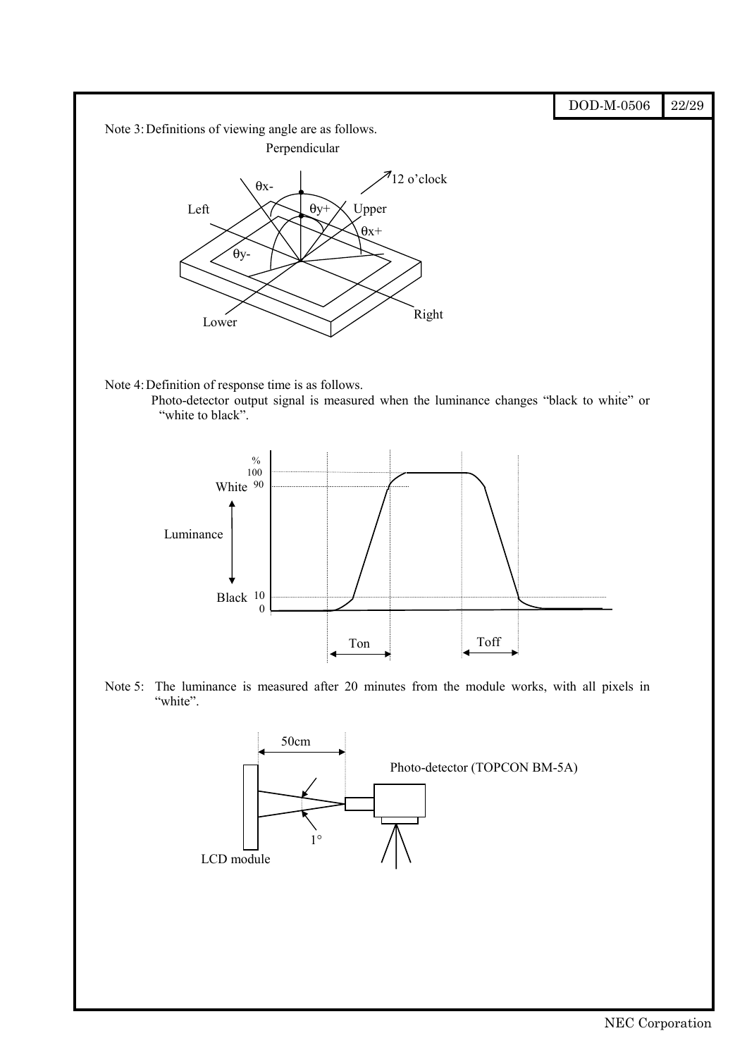Note 3: Definitions of viewing angle are as follows.

Note 4: Definition of response time is as follows.

Photo-detector output signal is measured when the luminance changes "black to white" or "white to black".

Note 5: The luminance is measured after 20 minutes from the module works, with all pixels in "white".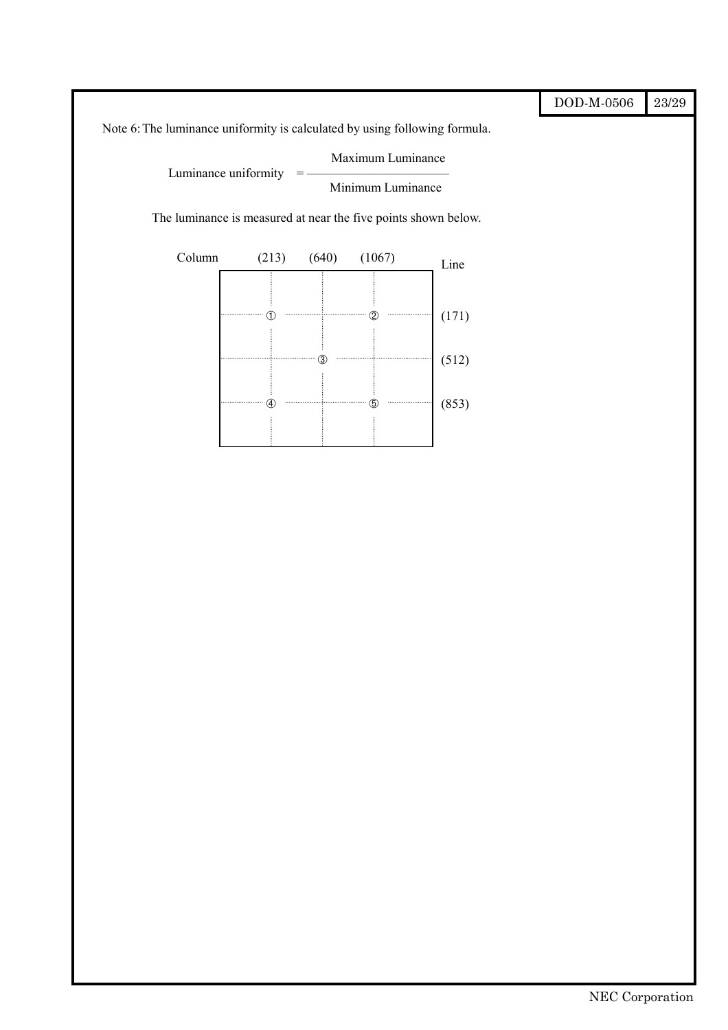Note 6: The luminance uniformity is calculated by using following formula.

$$\text{Luminance uniformity} = \frac{\text{Maximum Luminance}}{\text{Minimum Luminance}}$$

The luminance is measured at near the five points shown below.

| Column | (213) | (640) | (1067) | Line |
|---|---|---|---|---|
| | ① | | ② | (171) |
| | | ③ | | (512) |
| | ④ | | ⑤ | (853) |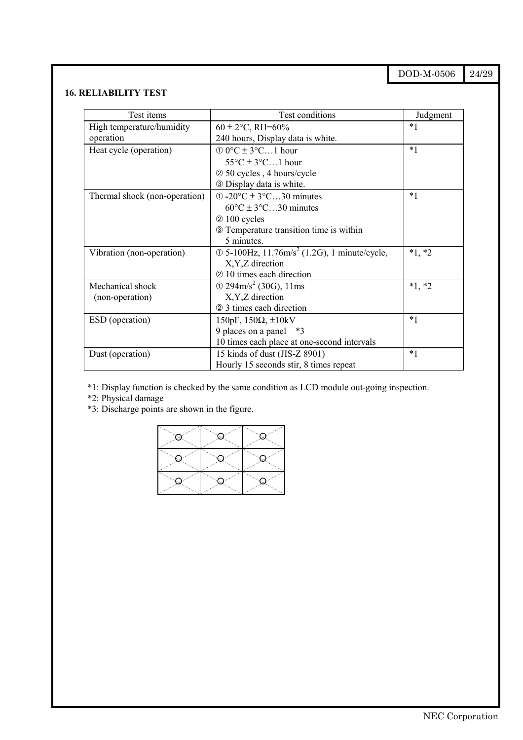## 16. RELIABILITY TEST

| Test items | Test conditions | Judgment |
|---|---|---|
| High temperature/humidity operation | $60 \pm 2°C$, RH=60%<br>240 hours, Display data is white. | *1 |
| Heat cycle (operation) | ① $0°C \pm 3°C$…1 hour<br>$55°C \pm 3°C$…1 hour<br>② 50 cycles , 4 hours/cycle<br>③ Display data is white. | *1 |
| Thermal shock (non-operation) | ① $-20°C \pm 3°C$…30 minutes<br>$60°C \pm 3°C$…30 minutes<br>② 100 cycles<br>③ Temperature transition time is within 5 minutes. | *1 |
| Vibration (non-operation) | ① 5-100Hz, $11.76m/s^2$ (1.2G), 1 minute/cycle, X,Y,Z direction<br>② 10 times each direction | *1, *2 |
| Mechanical shock (non-operation) | ① $294m/s^2$ (30G), 11ms X,Y,Z direction<br>② 3 times each direction | *1, *2 |
| ESD (operation) | 150pF, 150Ω, ±10kV<br>9 places on a panel *3<br>10 times each place at one-second intervals | *1 |
| Dust (operation) | 15 kinds of dust (JIS-Z 8901)<br>Hourly 15 seconds stir, 8 times repeat | *1 |

*1: Display function is checked by the same condition as LCD module out-going inspection.

*2: Physical damage

*3: Discharge points are shown in the figure.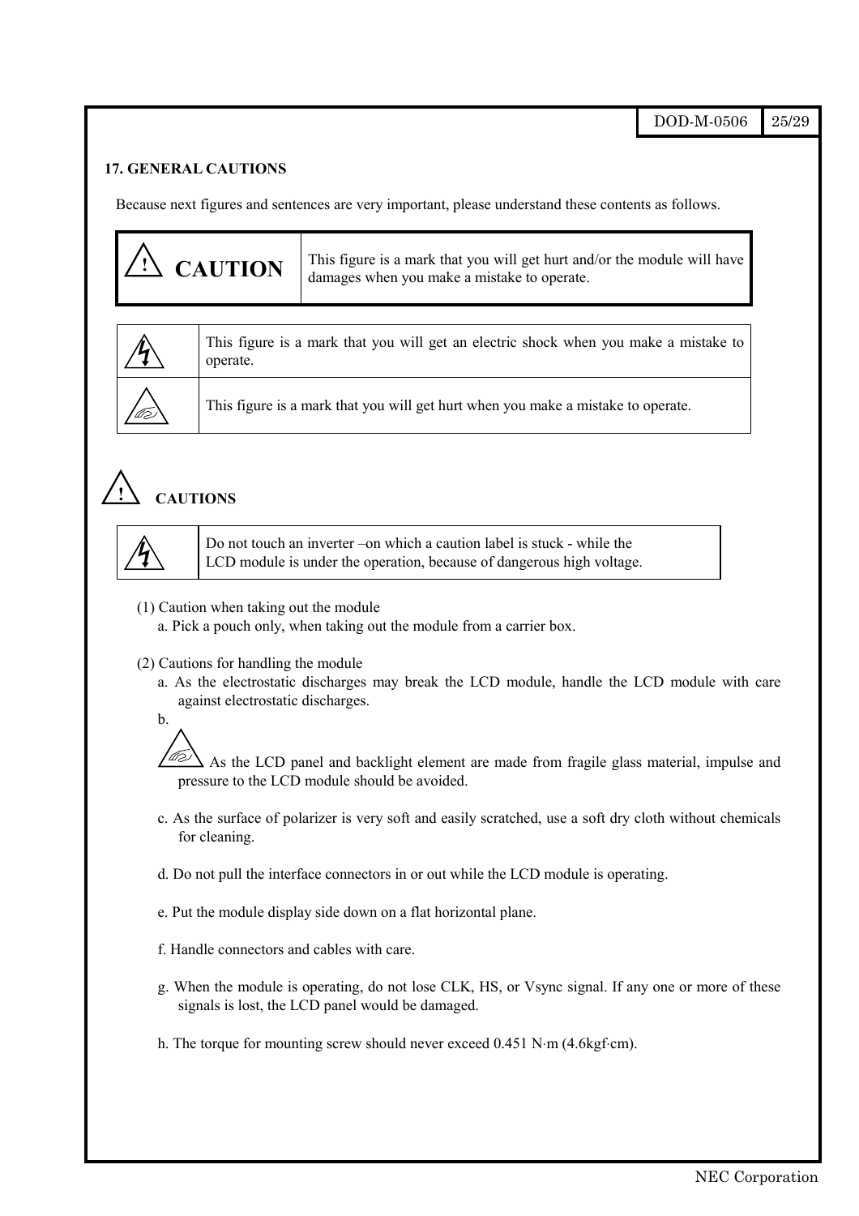## 17. GENERAL CAUTIONS

Because next figures and sentences are very important, please understand these contents as follows.

| ⚠ CAUTION | This figure is a mark that you will get hurt and/or the module will have damages when you make a mistake to operate. |
|---|---|

| Symbol | Meaning |
|---|---|
| ⚡ | This figure is a mark that you will get an electric shock when you make a mistake to operate. |
| ⚠ | This figure is a mark that you will get hurt when you make a mistake to operate. |

### ⚠ CAUTIONS

| Symbol | Caution |
|---|---|
| ⚡ | Do not touch an inverter –on which a caution label is stuck - while the LCD module is under the operation, because of dangerous high voltage. |

(1) Caution when taking out the module

a. Pick a pouch only, when taking out the module from a carrier box.

(2) Cautions for handling the module

a. As the electrostatic discharges may break the LCD module, handle the LCD module with care against electrostatic discharges.

b. ⚠ As the LCD panel and backlight element are made from fragile glass material, impulse and pressure to the LCD module should be avoided.

c. As the surface of polarizer is very soft and easily scratched, use a soft dry cloth without chemicals for cleaning.

d. Do not pull the interface connectors in or out while the LCD module is operating.

e. Put the module display side down on a flat horizontal plane.

f. Handle connectors and cables with care.

g. When the module is operating, do not lose CLK, HS, or Vsync signal. If any one or more of these signals is lost, the LCD panel would be damaged.

h. The torque for mounting screw should never exceed 0.451 N·m (4.6kgf·cm).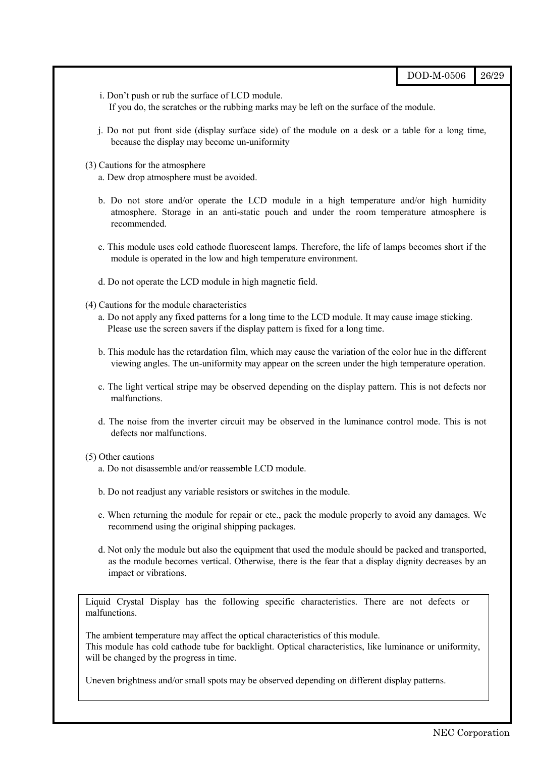i. Don't push or rub the surface of LCD module.
 If you do, the scratches or the rubbing marks may be left on the surface of the module.

j. Do not put front side (display surface side) of the module on a desk or a table for a long time, because the display may become un-uniformity

(3) Cautions for the atmosphere

a. Dew drop atmosphere must be avoided.

b. Do not store and/or operate the LCD module in a high temperature and/or high humidity atmosphere. Storage in an anti-static pouch and under the room temperature atmosphere is recommended.

c. This module uses cold cathode fluorescent lamps. Therefore, the life of lamps becomes short if the module is operated in the low and high temperature environment.

d. Do not operate the LCD module in high magnetic field.

(4) Cautions for the module characteristics

a. Do not apply any fixed patterns for a long time to the LCD module. It may cause image sticking.
 Please use the screen savers if the display pattern is fixed for a long time.

b. This module has the retardation film, which may cause the variation of the color hue in the different viewing angles. The un-uniformity may appear on the screen under the high temperature operation.

c. The light vertical stripe may be observed depending on the display pattern. This is not defects nor malfunctions.

d. The noise from the inverter circuit may be observed in the luminance control mode. This is not defects nor malfunctions.

(5) Other cautions

a. Do not disassemble and/or reassemble LCD module.

b. Do not readjust any variable resistors or switches in the module.

c. When returning the module for repair or etc., pack the module properly to avoid any damages. We recommend using the original shipping packages.

d. Not only the module but also the equipment that used the module should be packed and transported, as the module becomes vertical. Otherwise, there is the fear that a display dignity decreases by an impact or vibrations.

---

Liquid Crystal Display has the following specific characteristics. There are not defects or malfunctions.

The ambient temperature may affect the optical characteristics of this module.
This module has cold cathode tube for backlight. Optical characteristics, like luminance or uniformity, will be changed by the progress in time.

Uneven brightness and/or small spots may be observed depending on different display patterns.

---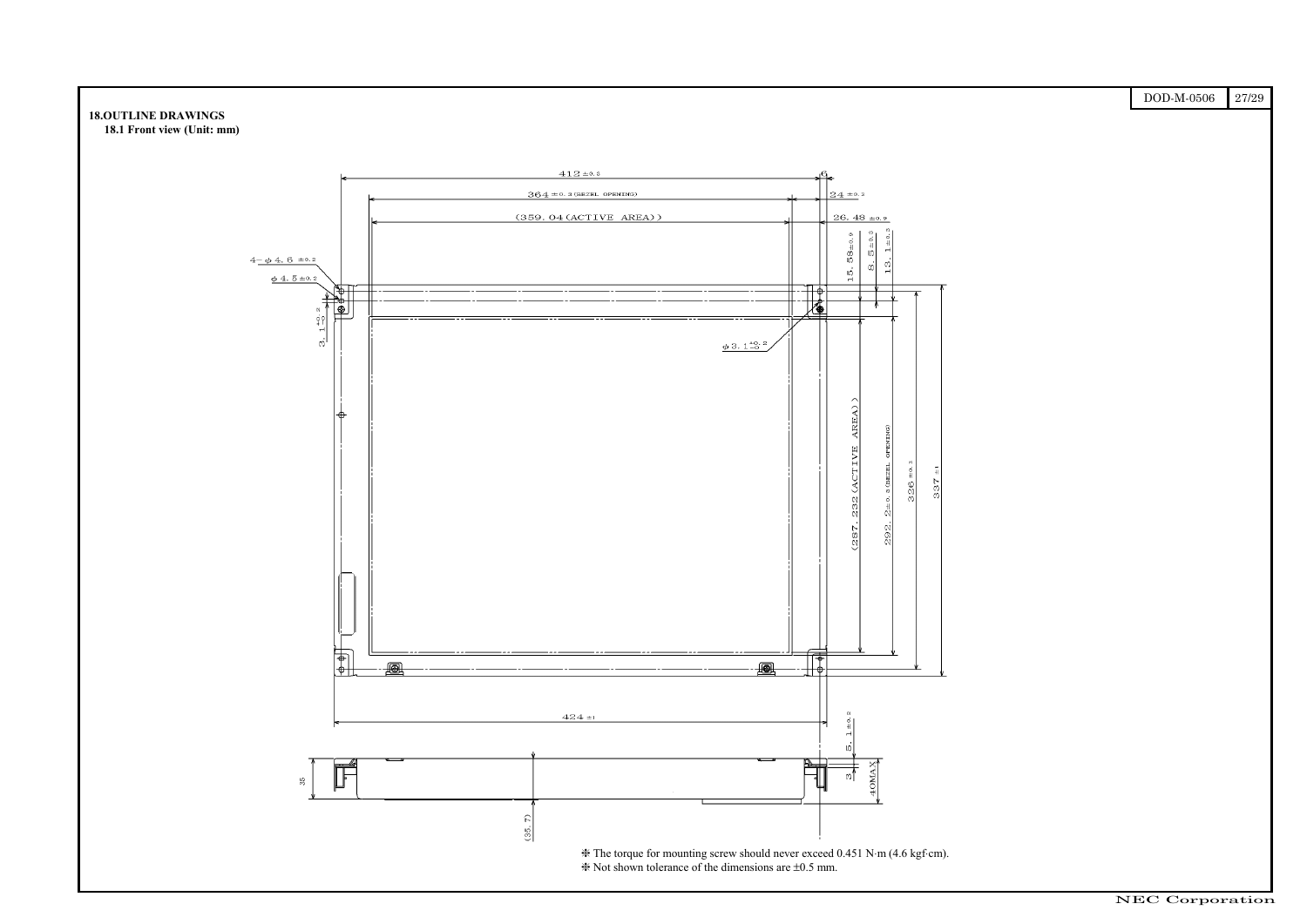**18.OUTLINE DRAWINGS**

**18.1 Front view (Unit: mm)**

※ The torque for mounting screw should never exceed 0.451 N·m (4.6 kgf·cm).

※ Not shown tolerance of the dimensions are ±0.5 mm.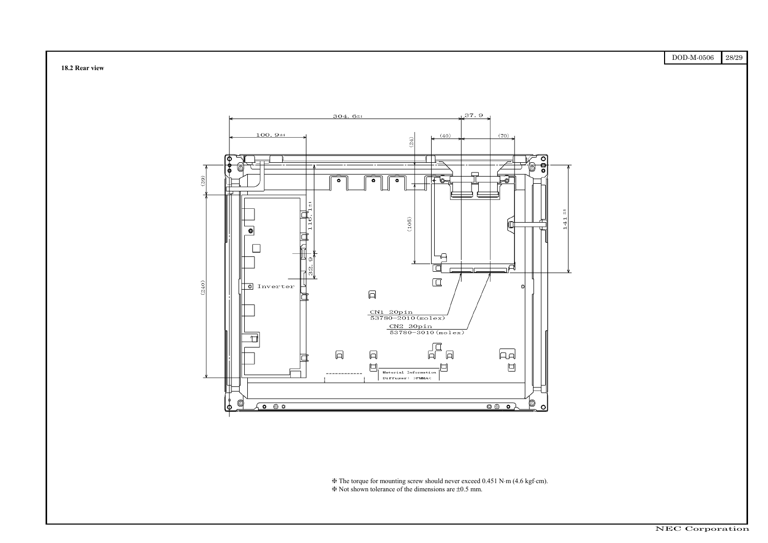### 18.2 Rear view

304.6±1

37.9

100.9±1

(24)

(40)

(70)

(39)

116.1±1

(105)

141±1

32.9

(240)

Inverter

CN1 20pin
53780−2010(molex)

CN2 30pin
53780−3010(molex)

Material Information
Diffuser: >PMMA<

❉ The torque for mounting screw should never exceed 0.451 N·m (4.6 kgf·cm).
❉ Not shown tolerance of the dimensions are ±0.5 mm.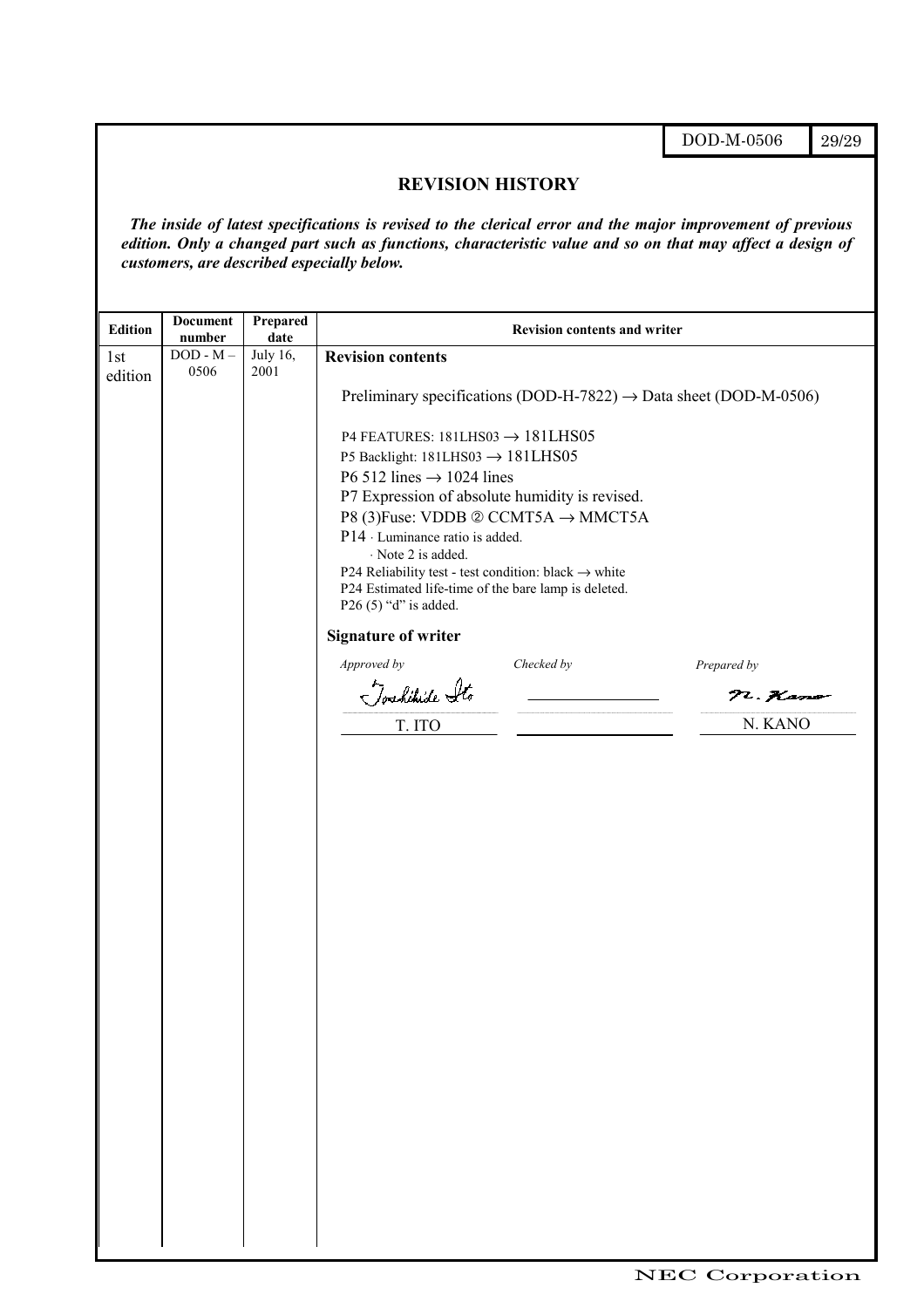## REVISION HISTORY

***The inside of latest specifications is revised to the clerical error and the major improvement of previous edition. Only a changed part such as functions, characteristic value and so on that may affect a design of customers, are described especially below.***

| Edition | Document number | Prepared date | Revision contents and writer |
|---|---|---|---|
| 1st edition | DOD - M – 0506 | July 16, 2001 | **Revision contents**<br><br>Preliminary specifications (DOD-H-7822) → Data sheet (DOD-M-0506)<br><br>P4 FEATURES: 181LHS03 → 181LHS05<br>P5 Backlight: 181LHS03 → 181LHS05<br>P6 512 lines → 1024 lines<br>P7 Expression of absolute humidity is revised.<br>P8 (3)Fuse: VDDB ② CCMT5A → MMCT5A<br>P14 · Luminance ratio is added.<br>· Note 2 is added.<br>P24 Reliability test - test condition: black → white<br>P24 Estimated life-time of the bare lamp is deleted.<br>P26 (5) "d" is added.<br><br>**Signature of writer**<br><br>*Approved by*: T. ITO &nbsp;&nbsp; *Checked by*: &nbsp;&nbsp; *Prepared by*: N. KANO |

NEC Corporation